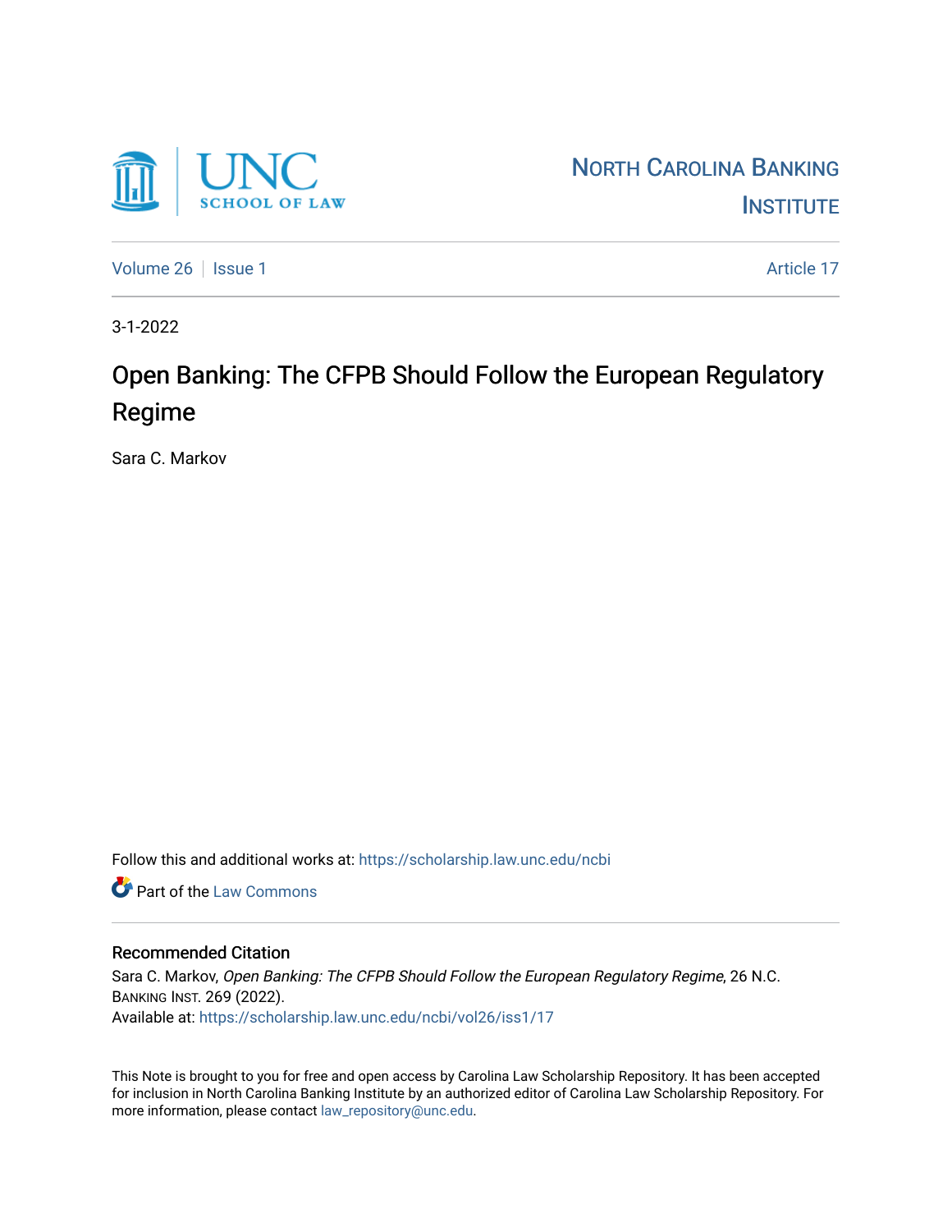UNC SCHOOL OF LAW

NORTH CAROLINA BANKING INSTITUTE

Volume 26 | Issue 1 | Article 17

3-1-2022

# Open Banking: The CFPB Should Follow the European Regulatory Regime

Sara C. Markov

Follow this and additional works at: https://scholarship.law.unc.edu/ncbi

Part of the Law Commons

## Recommended Citation

Sara C. Markov, *Open Banking: The CFPB Should Follow the European Regulatory Regime*, 26 N.C. BANKING INST. 269 (2022).
Available at: https://scholarship.law.unc.edu/ncbi/vol26/iss1/17

This Note is brought to you for free and open access by Carolina Law Scholarship Repository. It has been accepted for inclusion in North Carolina Banking Institute by an authorized editor of Carolina Law Scholarship Repository. For more information, please contact law_repository@unc.edu.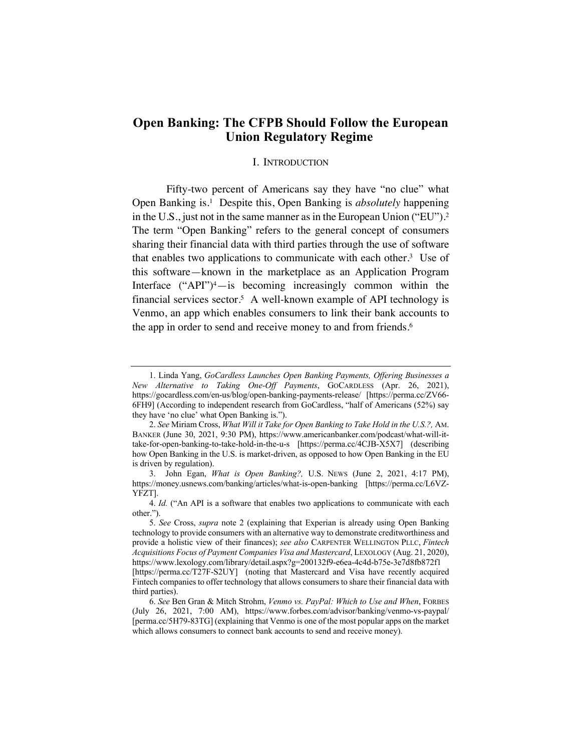# Open Banking: The CFPB Should Follow the European Union Regulatory Regime

## I. Introduction

Fifty-two percent of Americans say they have "no clue" what Open Banking is.[1] Despite this, Open Banking is *absolutely* happening in the U.S., just not in the same manner as in the European Union ("EU").[2] The term "Open Banking" refers to the general concept of consumers sharing their financial data with third parties through the use of software that enables two applications to communicate with each other.[3] Use of this software—known in the marketplace as an Application Program Interface ("API")[4]—is becoming increasingly common within the financial services sector.[5] A well-known example of API technology is Venmo, an app which enables consumers to link their bank accounts to the app in order to send and receive money to and from friends.[6]

---

1. Linda Yang, *GoCardless Launches Open Banking Payments, Offering Businesses a New Alternative to Taking One-Off Payments*, GoCardless (Apr. 26, 2021), https://gocardless.com/en-us/blog/open-banking-payments-release/ [https://perma.cc/ZV66-6FH9] (According to independent research from GoCardless, "half of Americans (52%) say they have 'no clue' what Open Banking is.").

2. *See* Miriam Cross, *What Will it Take for Open Banking to Take Hold in the U.S.?,* Am. Banker (June 30, 2021, 9:30 PM), https://www.americanbanker.com/podcast/what-will-it-take-for-open-banking-to-take-hold-in-the-u-s [https://perma.cc/4CJB-X5X7] (describing how Open Banking in the U.S. is market-driven, as opposed to how Open Banking in the EU is driven by regulation).

3. John Egan, *What is Open Banking?,* U.S. News (June 2, 2021, 4:17 PM), https://money.usnews.com/banking/articles/what-is-open-banking [https://perma.cc/L6VZ-YFZT].

4. *Id.* ("An API is a software that enables two applications to communicate with each other.").

5. *See* Cross, *supra* note 2 (explaining that Experian is already using Open Banking technology to provide consumers with an alternative way to demonstrate creditworthiness and provide a holistic view of their finances); *see also* Carpenter Wellington PLLC, *Fintech Acquisitions Focus of Payment Companies Visa and Mastercard*, Lexology (Aug. 21, 2020), https://www.lexology.com/library/detail.aspx?g=200132f9-e6ea-4c4d-b75e-3e7d8fb872f1 [https://perma.cc/T27F-S2UY] (noting that Mastercard and Visa have recently acquired Fintech companies to offer technology that allows consumers to share their financial data with third parties).

6. *See* Ben Gran & Mitch Strohm, *Venmo vs. PayPal: Which to Use and When*, Forbes (July 26, 2021, 7:00 AM), https://www.forbes.com/advisor/banking/venmo-vs-paypal/ [perma.cc/5H79-83TG] (explaining that Venmo is one of the most popular apps on the market which allows consumers to connect bank accounts to send and receive money).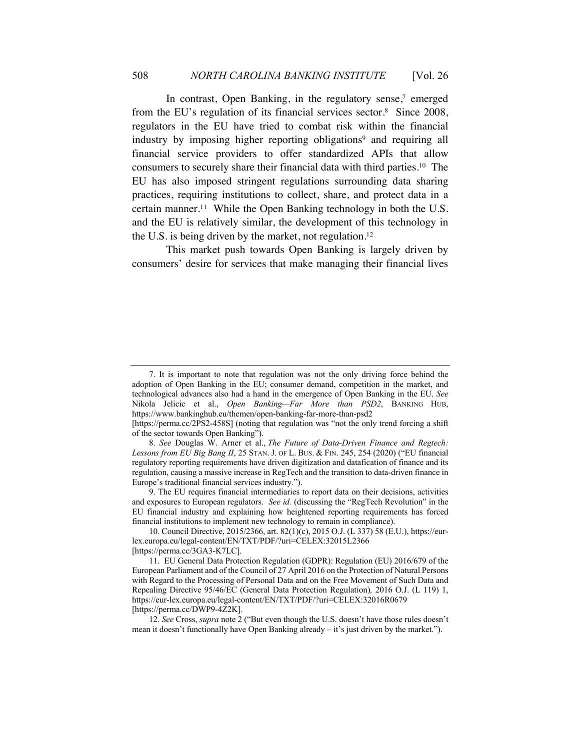In contrast, Open Banking, in the regulatory sense,[7] emerged from the EU's regulation of its financial services sector.[8] Since 2008, regulators in the EU have tried to combat risk within the financial industry by imposing higher reporting obligations[9] and requiring all financial service providers to offer standardized APIs that allow consumers to securely share their financial data with third parties.[10] The EU has also imposed stringent regulations surrounding data sharing practices, requiring institutions to collect, share, and protect data in a certain manner.[11] While the Open Banking technology in both the U.S. and the EU is relatively similar, the development of this technology in the U.S. is being driven by the market, not regulation.[12]

This market push towards Open Banking is largely driven by consumers' desire for services that make managing their financial lives

---

7. It is important to note that regulation was not the only driving force behind the adoption of Open Banking in the EU; consumer demand, competition in the market, and technological advances also had a hand in the emergence of Open Banking in the EU. *See* Nikola Jelicic et al., *Open Banking—Far More than PSD2*, BANKING HUB, https://www.bankinghub.eu/themen/open-banking-far-more-than-psd2 [https://perma.cc/2PS2-458S] (noting that regulation was "not the only trend forcing a shift of the sector towards Open Banking").

8. *See* Douglas W. Arner et al., *The Future of Data-Driven Finance and Regtech: Lessons from EU Big Bang II*, 25 STAN. J. OF L. BUS. & FIN. 245, 254 (2020) ("EU financial regulatory reporting requirements have driven digitization and datafication of finance and its regulation, causing a massive increase in RegTech and the transition to data-driven finance in Europe's traditional financial services industry.").

9. The EU requires financial intermediaries to report data on their decisions, activities and exposures to European regulators. *See id.* (discussing the "RegTech Revolution" in the EU financial industry and explaining how heightened reporting requirements has forced financial institutions to implement new technology to remain in compliance).

10. Council Directive, 2015/2366, art. 82(1)(c), 2015 O.J. (L 337) 58 (E.U.), https://eur-lex.europa.eu/legal-content/EN/TXT/PDF/?uri=CELEX:32015L2366 [https://perma.cc/3GA3-K7LC].

11. EU General Data Protection Regulation (GDPR): Regulation (EU) 2016/679 of the European Parliament and of the Council of 27 April 2016 on the Protection of Natural Persons with Regard to the Processing of Personal Data and on the Free Movement of Such Data and Repealing Directive 95/46/EC (General Data Protection Regulation), 2016 O.J. (L 119) 1, https://eur-lex.europa.eu/legal-content/EN/TXT/PDF/?uri=CELEX:32016R0679 [https://perma.cc/DWP9-4Z2K].

12. *See* Cross, *supra* note 2 ("But even though the U.S. doesn't have those rules doesn't mean it doesn't functionally have Open Banking already – it's just driven by the market.").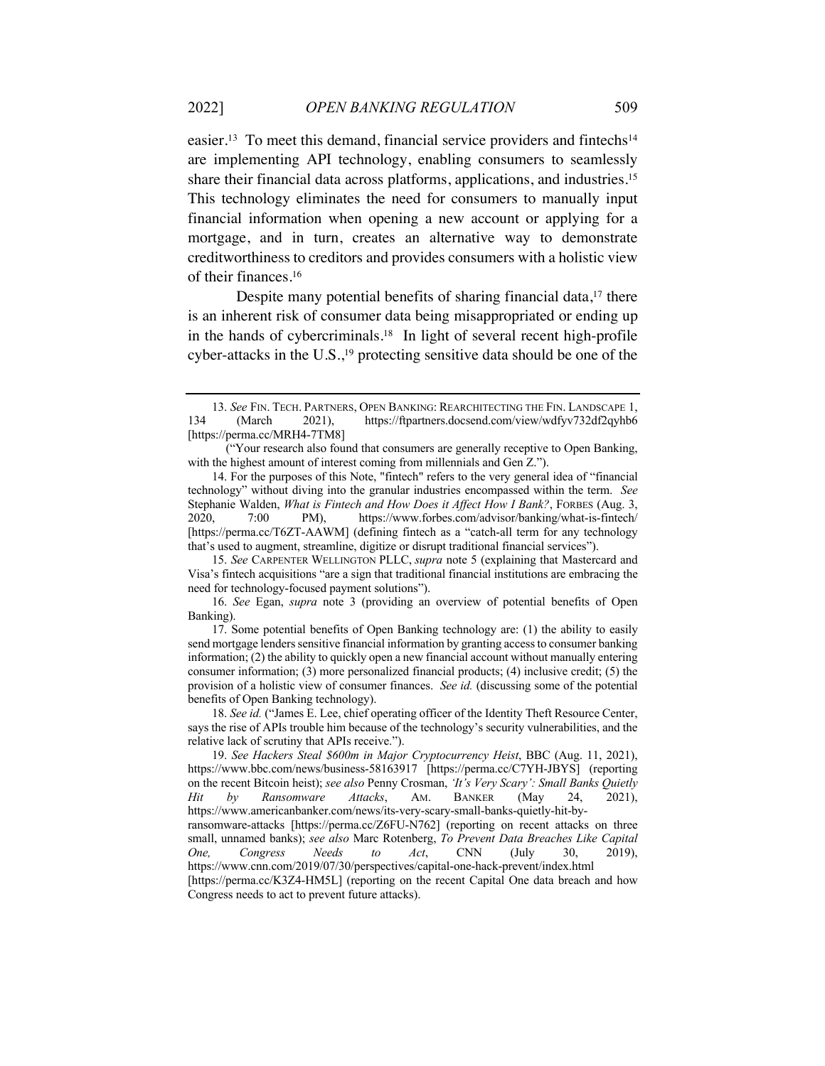easier.[13] To meet this demand, financial service providers and fintechs[14] are implementing API technology, enabling consumers to seamlessly share their financial data across platforms, applications, and industries.[15] This technology eliminates the need for consumers to manually input financial information when opening a new account or applying for a mortgage, and in turn, creates an alternative way to demonstrate creditworthiness to creditors and provides consumers with a holistic view of their finances.[16]

Despite many potential benefits of sharing financial data,[17] there is an inherent risk of consumer data being misappropriated or ending up in the hands of cybercriminals.[18] In light of several recent high-profile cyber-attacks in the U.S.,[19] protecting sensitive data should be one of the

---

13. *See* FIN. TECH. PARTNERS, OPEN BANKING: REARCHITECTING THE FIN. LANDSCAPE 1, 134 (March 2021), https://ftpartners.docsend.com/view/wdfyv732df2qyhb6 [https://perma.cc/MRH4-7TM8]

("Your research also found that consumers are generally receptive to Open Banking, with the highest amount of interest coming from millennials and Gen Z.").

14. For the purposes of this Note, "fintech" refers to the very general idea of "financial technology" without diving into the granular industries encompassed within the term. *See* Stephanie Walden, *What is Fintech and How Does it Affect How I Bank?*, FORBES (Aug. 3, 2020, 7:00 PM), https://www.forbes.com/advisor/banking/what-is-fintech/ [https://perma.cc/T6ZT-AAWM] (defining fintech as a "catch-all term for any technology that's used to augment, streamline, digitize or disrupt traditional financial services").

15. *See* CARPENTER WELLINGTON PLLC, *supra* note 5 (explaining that Mastercard and Visa's fintech acquisitions "are a sign that traditional financial institutions are embracing the need for technology-focused payment solutions").

16. *See* Egan, *supra* note 3 (providing an overview of potential benefits of Open Banking).

17. Some potential benefits of Open Banking technology are: (1) the ability to easily send mortgage lenders sensitive financial information by granting access to consumer banking information; (2) the ability to quickly open a new financial account without manually entering consumer information; (3) more personalized financial products; (4) inclusive credit; (5) the provision of a holistic view of consumer finances. *See id.* (discussing some of the potential benefits of Open Banking technology).

18. *See id.* ("James E. Lee, chief operating officer of the Identity Theft Resource Center, says the rise of APIs trouble him because of the technology's security vulnerabilities, and the relative lack of scrutiny that APIs receive.").

19. *See Hackers Steal $600m in Major Cryptocurrency Heist*, BBC (Aug. 11, 2021), https://www.bbc.com/news/business-58163917 [https://perma.cc/C7YH-JBYS] (reporting on the recent Bitcoin heist); *see also* Penny Crosman, *'It's Very Scary': Small Banks Quietly Hit by Ransomware Attacks*, AM. BANKER (May 24, 2021), https://www.americanbanker.com/news/its-very-scary-small-banks-quietly-hit-by-ransomware-attacks [https://perma.cc/Z6FU-N762] (reporting on recent attacks on three small, unnamed banks); *see also* Marc Rotenberg, *To Prevent Data Breaches Like Capital One, Congress Needs to Act*, CNN (July 30, 2019), https://www.cnn.com/2019/07/30/perspectives/capital-one-hack-prevent/index.html [https://perma.cc/K3Z4-HM5L] (reporting on the recent Capital One data breach and how Congress needs to act to prevent future attacks).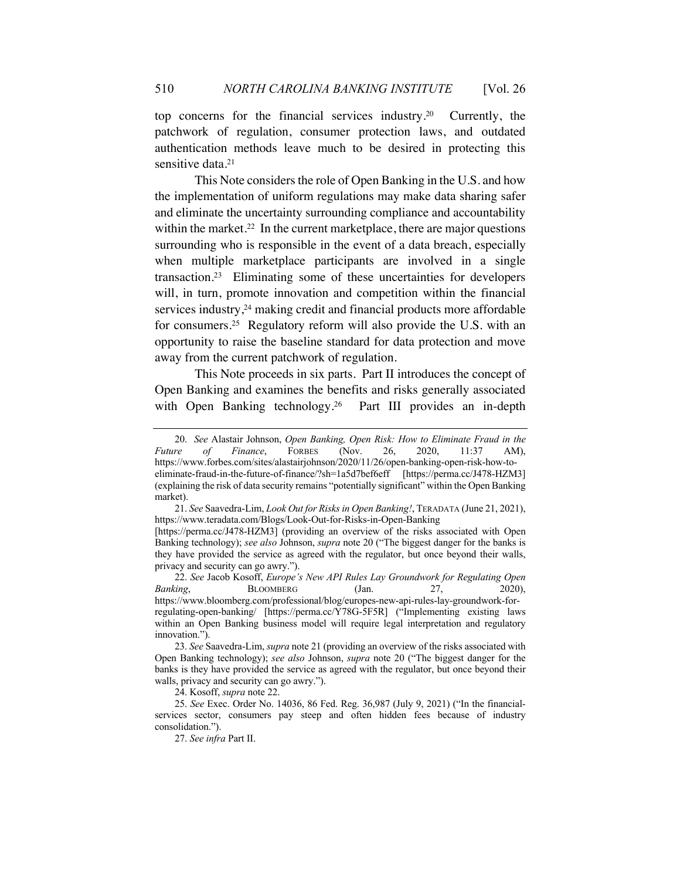top concerns for the financial services industry.[20] Currently, the patchwork of regulation, consumer protection laws, and outdated authentication methods leave much to be desired in protecting this sensitive data.[21]

This Note considers the role of Open Banking in the U.S. and how the implementation of uniform regulations may make data sharing safer and eliminate the uncertainty surrounding compliance and accountability within the market.[22] In the current marketplace, there are major questions surrounding who is responsible in the event of a data breach, especially when multiple marketplace participants are involved in a single transaction.[23] Eliminating some of these uncertainties for developers will, in turn, promote innovation and competition within the financial services industry,[24] making credit and financial products more affordable for consumers.[25] Regulatory reform will also provide the U.S. with an opportunity to raise the baseline standard for data protection and move away from the current patchwork of regulation.

This Note proceeds in six parts. Part II introduces the concept of Open Banking and examines the benefits and risks generally associated with Open Banking technology.[26] Part III provides an in-depth

---

20. *See* Alastair Johnson, *Open Banking, Open Risk: How to Eliminate Fraud in the Future of Finance*, FORBES (Nov. 26, 2020, 11:37 AM), https://www.forbes.com/sites/alastairjohnson/2020/11/26/open-banking-open-risk-how-to-eliminate-fraud-in-the-future-of-finance/?sh=1a5d7bef6eff [https://perma.cc/J478-HZM3] (explaining the risk of data security remains "potentially significant" within the Open Banking market).

21. *See* Saavedra-Lim, *Look Out for Risks in Open Banking!*, TERADATA (June 21, 2021), https://www.teradata.com/Blogs/Look-Out-for-Risks-in-Open-Banking [https://perma.cc/J478-HZM3] (providing an overview of the risks associated with Open Banking technology); *see also* Johnson, *supra* note 20 ("The biggest danger for the banks is they have provided the service as agreed with the regulator, but once beyond their walls, privacy and security can go awry.").

22. *See* Jacob Kosoff, *Europe's New API Rules Lay Groundwork for Regulating Open Banking*, BLOOMBERG (Jan. 27, 2020), https://www.bloomberg.com/professional/blog/europes-new-api-rules-lay-groundwork-for-regulating-open-banking/ [https://perma.cc/Y78G-5F5R] ("Implementing existing laws within an Open Banking business model will require legal interpretation and regulatory innovation.").

23. *See* Saavedra-Lim, *supra* note 21 (providing an overview of the risks associated with Open Banking technology); *see also* Johnson, *supra* note 20 ("The biggest danger for the banks is they have provided the service as agreed with the regulator, but once beyond their walls, privacy and security can go awry.").

24. Kosoff, *supra* note 22.

25. *See* Exec. Order No. 14036, 86 Fed. Reg. 36,987 (July 9, 2021) ("In the financial-services sector, consumers pay steep and often hidden fees because of industry consolidation.").

27. *See infra* Part II.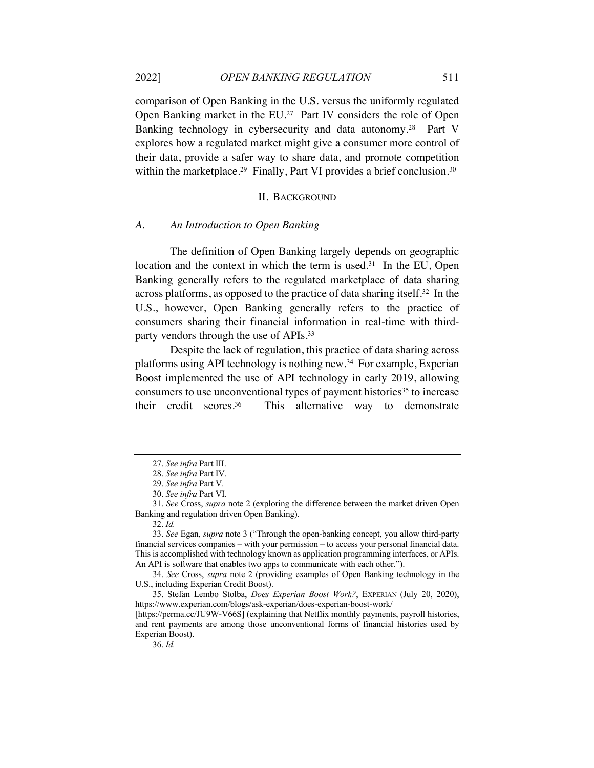comparison of Open Banking in the U.S. versus the uniformly regulated Open Banking market in the EU.[27] Part IV considers the role of Open Banking technology in cybersecurity and data autonomy.[28] Part V explores how a regulated market might give a consumer more control of their data, provide a safer way to share data, and promote competition within the marketplace.[29] Finally, Part VI provides a brief conclusion.[30]

## II. Background

### *A. An Introduction to Open Banking*

The definition of Open Banking largely depends on geographic location and the context in which the term is used.[31] In the EU, Open Banking generally refers to the regulated marketplace of data sharing across platforms, as opposed to the practice of data sharing itself.[32] In the U.S., however, Open Banking generally refers to the practice of consumers sharing their financial information in real-time with third-party vendors through the use of APIs.[33]

Despite the lack of regulation, this practice of data sharing across platforms using API technology is nothing new.[34] For example, Experian Boost implemented the use of API technology in early 2019, allowing consumers to use unconventional types of payment histories[35] to increase their credit scores.[36] This alternative way to demonstrate

---

27. *See infra* Part III.

28. *See infra* Part IV.

29. *See infra* Part V.

30. *See infra* Part VI.

31. *See* Cross, *supra* note 2 (exploring the difference between the market driven Open Banking and regulation driven Open Banking).

32. *Id.*

33. *See* Egan, *supra* note 3 ("Through the open-banking concept, you allow third-party financial services companies – with your permission – to access your personal financial data. This is accomplished with technology known as application programming interfaces, or APIs. An API is software that enables two apps to communicate with each other.").

34. *See* Cross, *supra* note 2 (providing examples of Open Banking technology in the U.S., including Experian Credit Boost).

35. Stefan Lembo Stolba, *Does Experian Boost Work?*, EXPERIAN (July 20, 2020), https://www.experian.com/blogs/ask-experian/does-experian-boost-work/ [https://perma.cc/JU9W-V66S] (explaining that Netflix monthly payments, payroll histories, and rent payments are among those unconventional forms of financial histories used by Experian Boost).

36. *Id.*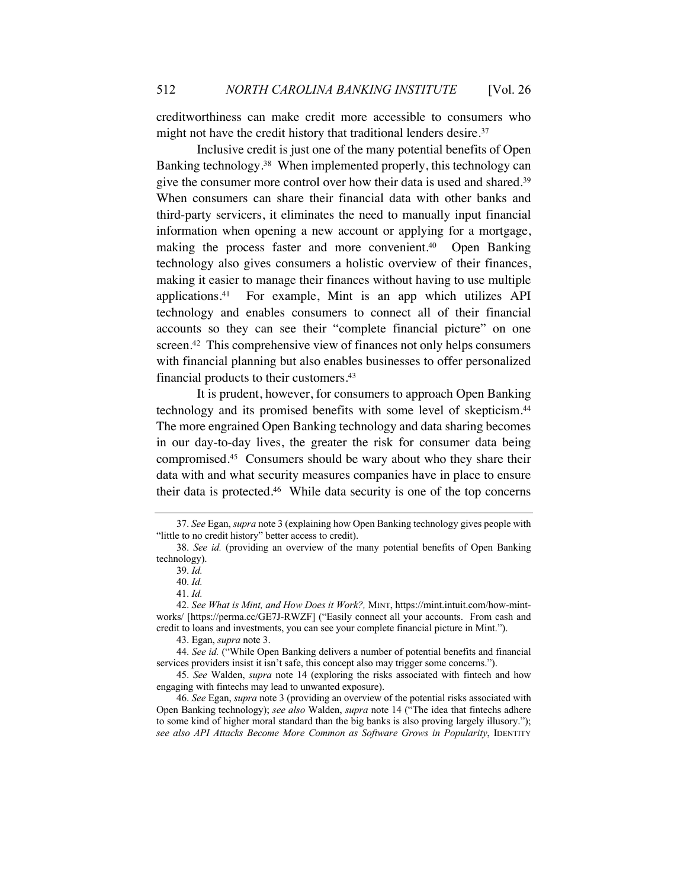creditworthiness can make credit more accessible to consumers who might not have the credit history that traditional lenders desire.[37]

Inclusive credit is just one of the many potential benefits of Open Banking technology.[38] When implemented properly, this technology can give the consumer more control over how their data is used and shared.[39] When consumers can share their financial data with other banks and third-party servicers, it eliminates the need to manually input financial information when opening a new account or applying for a mortgage, making the process faster and more convenient.[40] Open Banking technology also gives consumers a holistic overview of their finances, making it easier to manage their finances without having to use multiple applications.[41] For example, Mint is an app which utilizes API technology and enables consumers to connect all of their financial accounts so they can see their "complete financial picture" on one screen.[42] This comprehensive view of finances not only helps consumers with financial planning but also enables businesses to offer personalized financial products to their customers.[43]

It is prudent, however, for consumers to approach Open Banking technology and its promised benefits with some level of skepticism.[44] The more engrained Open Banking technology and data sharing becomes in our day-to-day lives, the greater the risk for consumer data being compromised.[45] Consumers should be wary about who they share their data with and what security measures companies have in place to ensure their data is protected.[46] While data security is one of the top concerns

---

37. *See* Egan, *supra* note 3 (explaining how Open Banking technology gives people with "little to no credit history" better access to credit).

38. *See id.* (providing an overview of the many potential benefits of Open Banking technology).

39. *Id.*

40. *Id.*

41. *Id.*

42. *See What is Mint, and How Does it Work?,* MINT, https://mint.intuit.com/how-mint-works/ [https://perma.cc/GE7J-RWZF] ("Easily connect all your accounts. From cash and credit to loans and investments, you can see your complete financial picture in Mint.").

43. Egan, *supra* note 3.

44. *See id.* ("While Open Banking delivers a number of potential benefits and financial services providers insist it isn't safe, this concept also may trigger some concerns.").

45. *See* Walden, *supra* note 14 (exploring the risks associated with fintech and how engaging with fintechs may lead to unwanted exposure).

46. *See* Egan, *supra* note 3 (providing an overview of the potential risks associated with Open Banking technology); *see also* Walden, *supra* note 14 ("The idea that fintechs adhere to some kind of higher moral standard than the big banks is also proving largely illusory."); *see also API Attacks Become More Common as Software Grows in Popularity*, IDENTITY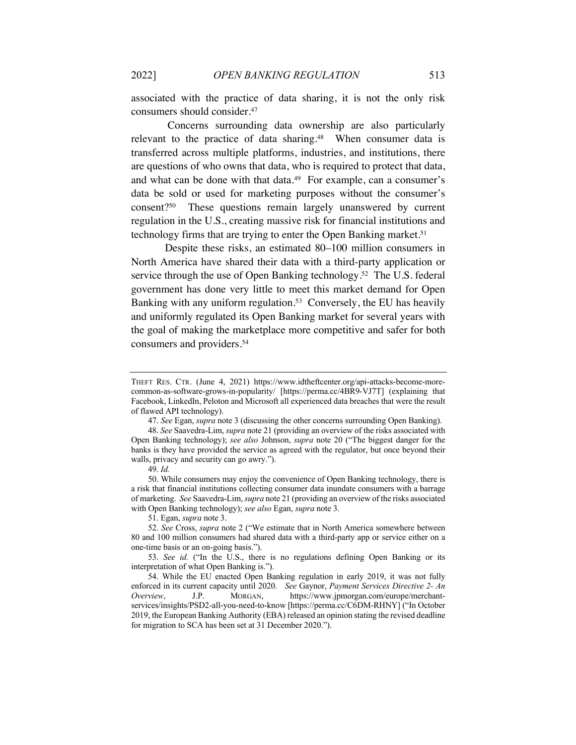associated with the practice of data sharing, it is not the only risk consumers should consider.[47]

Concerns surrounding data ownership are also particularly relevant to the practice of data sharing.[48] When consumer data is transferred across multiple platforms, industries, and institutions, there are questions of who owns that data, who is required to protect that data, and what can be done with that data.[49] For example, can a consumer's data be sold or used for marketing purposes without the consumer's consent?[50] These questions remain largely unanswered by current regulation in the U.S., creating massive risk for financial institutions and technology firms that are trying to enter the Open Banking market.[51]

Despite these risks, an estimated 80–100 million consumers in North America have shared their data with a third-party application or service through the use of Open Banking technology.[52] The U.S. federal government has done very little to meet this market demand for Open Banking with any uniform regulation.[53] Conversely, the EU has heavily and uniformly regulated its Open Banking market for several years with the goal of making the marketplace more competitive and safer for both consumers and providers.[54]

---

THEFT RES. CTR. (June 4, 2021) https://www.idtheftcenter.org/api-attacks-become-more-common-as-software-grows-in-popularity/ [https://perma.cc/4BR9-VJ7T] (explaining that Facebook, LinkedIn, Peloton and Microsoft all experienced data breaches that were the result of flawed API technology).

47. *See* Egan, *supra* note 3 (discussing the other concerns surrounding Open Banking).

48. *See* Saavedra-Lim, *supra* note 21 (providing an overview of the risks associated with Open Banking technology); *see also* Johnson, *supra* note 20 ("The biggest danger for the banks is they have provided the service as agreed with the regulator, but once beyond their walls, privacy and security can go awry.").

49. *Id.*

50. While consumers may enjoy the convenience of Open Banking technology, there is a risk that financial institutions collecting consumer data inundate consumers with a barrage of marketing. *See* Saavedra-Lim, *supra* note 21 (providing an overview of the risks associated with Open Banking technology); *see also* Egan, *supra* note 3.

51. Egan, *supra* note 3.

52. *See* Cross, *supra* note 2 ("We estimate that in North America somewhere between 80 and 100 million consumers had shared data with a third-party app or service either on a one-time basis or an on-going basis.").

53. *See id.* ("In the U.S., there is no regulations defining Open Banking or its interpretation of what Open Banking is.").

54. While the EU enacted Open Banking regulation in early 2019, it was not fully enforced in its current capacity until 2020. *See* Gaynor, *Payment Services Directive 2- An Overview*, J.P. MORGAN, https://www.jpmorgan.com/europe/merchant-services/insights/PSD2-all-you-need-to-know [https://perma.cc/C6DM-RHNY] ("In October 2019, the European Banking Authority (EBA) released an opinion stating the revised deadline for migration to SCA has been set at 31 December 2020.").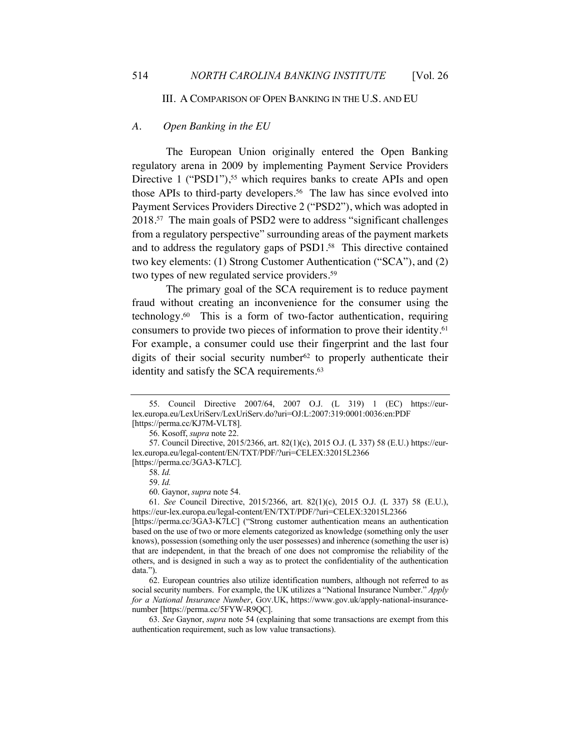## III. A COMPARISON OF OPEN BANKING IN THE U.S. AND EU

### *A. Open Banking in the EU*

The European Union originally entered the Open Banking regulatory arena in 2009 by implementing Payment Service Providers Directive 1 ("PSD1"),[55] which requires banks to create APIs and open those APIs to third-party developers.[56] The law has since evolved into Payment Services Providers Directive 2 ("PSD2"), which was adopted in 2018.[57] The main goals of PSD2 were to address "significant challenges from a regulatory perspective" surrounding areas of the payment markets and to address the regulatory gaps of PSD1.[58] This directive contained two key elements: (1) Strong Customer Authentication ("SCA"), and (2) two types of new regulated service providers.[59]

The primary goal of the SCA requirement is to reduce payment fraud without creating an inconvenience for the consumer using the technology.[60] This is a form of two-factor authentication, requiring consumers to provide two pieces of information to prove their identity.[61] For example, a consumer could use their fingerprint and the last four digits of their social security number[62] to properly authenticate their identity and satisfy the SCA requirements.[63]

---

55. Council Directive 2007/64, 2007 O.J. (L 319) 1 (EC) https://eur-lex.europa.eu/LexUriServ/LexUriServ.do?uri=OJ:L:2007:319:0001:0036:en:PDF [https://perma.cc/KJ7M-VLT8].

56. Kosoff, *supra* note 22.

57. Council Directive, 2015/2366, art. 82(1)(c), 2015 O.J. (L 337) 58 (E.U.) https://eur-lex.europa.eu/legal-content/EN/TXT/PDF/?uri=CELEX:32015L2366 [https://perma.cc/3GA3-K7LC].

58. *Id.*

59. *Id.*

60. Gaynor, *supra* note 54.

61. *See* Council Directive, 2015/2366, art. 82(1)(c), 2015 O.J. (L 337) 58 (E.U.), https://eur-lex.europa.eu/legal-content/EN/TXT/PDF/?uri=CELEX:32015L2366 [https://perma.cc/3GA3-K7LC] ("Strong customer authentication means an authentication based on the use of two or more elements categorized as knowledge (something only the user knows), possession (something only the user possesses) and inherence (something the user is) that are independent, in that the breach of one does not compromise the reliability of the others, and is designed in such a way as to protect the confidentiality of the authentication data.").

62. European countries also utilize identification numbers, although not referred to as social security numbers. For example, the UK utilizes a "National Insurance Number." *Apply for a National Insurance Number*, GOV.UK, https://www.gov.uk/apply-national-insurance-number [https://perma.cc/5FYW-R9QC].

63. *See* Gaynor, *supra* note 54 (explaining that some transactions are exempt from this authentication requirement, such as low value transactions).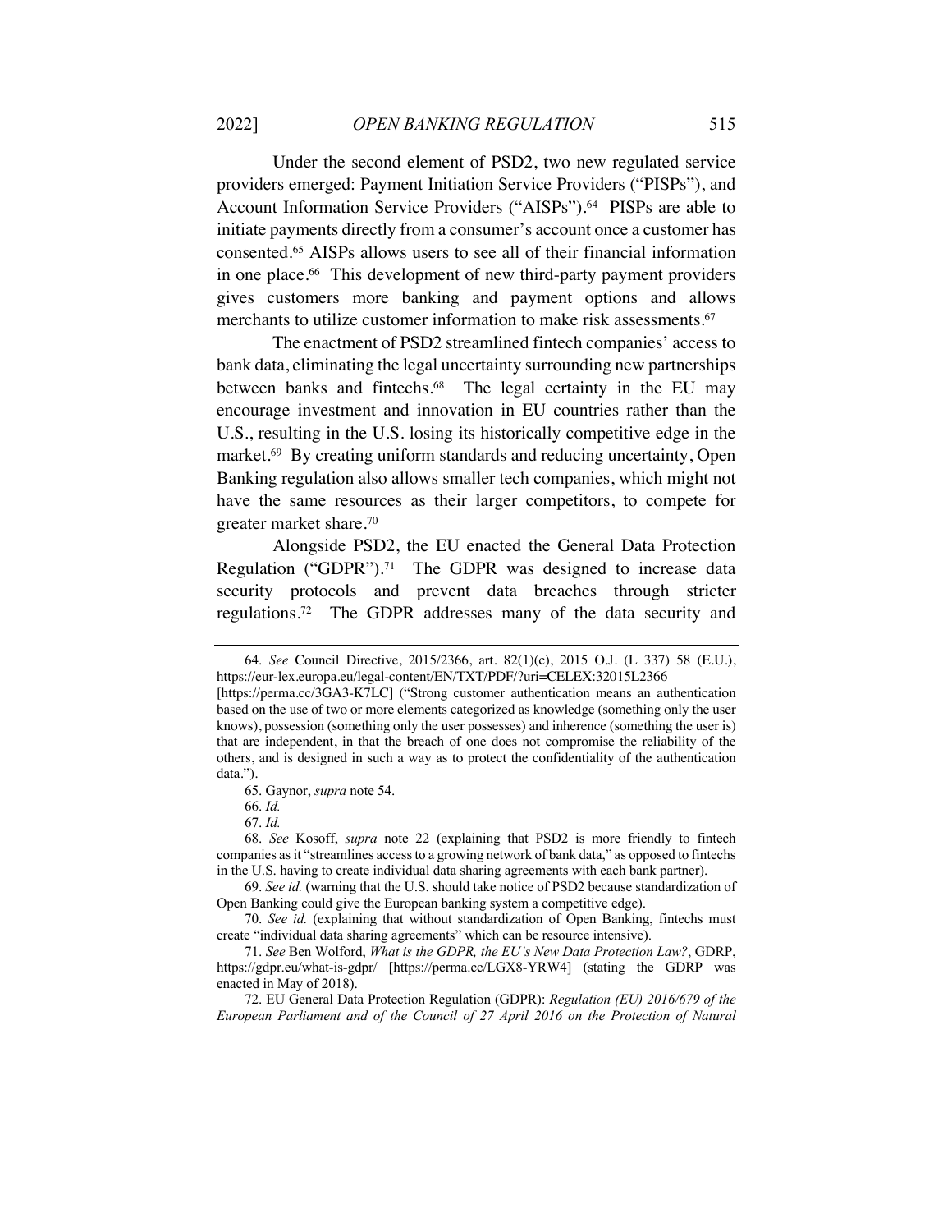Under the second element of PSD2, two new regulated service providers emerged: Payment Initiation Service Providers ("PISPs"), and Account Information Service Providers ("AISPs").[64] PISPs are able to initiate payments directly from a consumer's account once a customer has consented.[65] AISPs allows users to see all of their financial information in one place.[66] This development of new third-party payment providers gives customers more banking and payment options and allows merchants to utilize customer information to make risk assessments.[67]

The enactment of PSD2 streamlined fintech companies' access to bank data, eliminating the legal uncertainty surrounding new partnerships between banks and fintechs.[68] The legal certainty in the EU may encourage investment and innovation in EU countries rather than the U.S., resulting in the U.S. losing its historically competitive edge in the market.[69] By creating uniform standards and reducing uncertainty, Open Banking regulation also allows smaller tech companies, which might not have the same resources as their larger competitors, to compete for greater market share.[70]

Alongside PSD2, the EU enacted the General Data Protection Regulation ("GDPR").[71] The GDPR was designed to increase data security protocols and prevent data breaches through stricter regulations.[72] The GDPR addresses many of the data security and

---

64. *See* Council Directive, 2015/2366, art. 82(1)(c), 2015 O.J. (L 337) 58 (E.U.), https://eur-lex.europa.eu/legal-content/EN/TXT/PDF/?uri=CELEX:32015L2366 [https://perma.cc/3GA3-K7LC] ("Strong customer authentication means an authentication based on the use of two or more elements categorized as knowledge (something only the user knows), possession (something only the user possesses) and inherence (something the user is) that are independent, in that the breach of one does not compromise the reliability of the others, and is designed in such a way as to protect the confidentiality of the authentication data.").

65. Gaynor, *supra* note 54.

66. *Id.*

67. *Id.*

68. *See* Kosoff, *supra* note 22 (explaining that PSD2 is more friendly to fintech companies as it "streamlines access to a growing network of bank data," as opposed to fintechs in the U.S. having to create individual data sharing agreements with each bank partner).

69. *See id.* (warning that the U.S. should take notice of PSD2 because standardization of Open Banking could give the European banking system a competitive edge).

70. *See id.* (explaining that without standardization of Open Banking, fintechs must create "individual data sharing agreements" which can be resource intensive).

71. *See* Ben Wolford, *What is the GDPR, the EU's New Data Protection Law?*, GDRP, https://gdpr.eu/what-is-gdpr/ [https://perma.cc/LGX8-YRW4] (stating the GDRP was enacted in May of 2018).

72. EU General Data Protection Regulation (GDPR): *Regulation (EU) 2016/679 of the European Parliament and of the Council of 27 April 2016 on the Protection of Natural*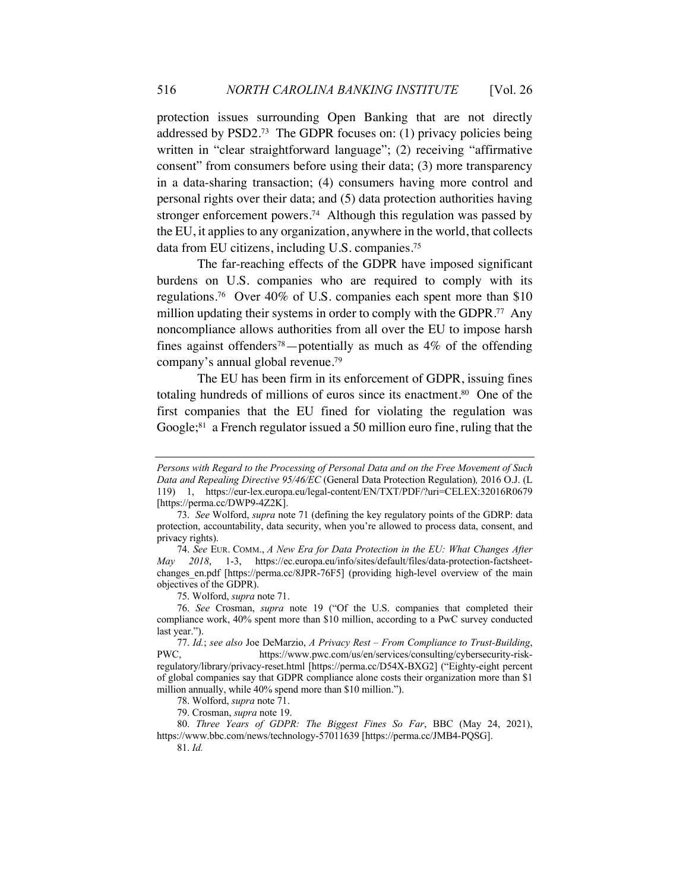protection issues surrounding Open Banking that are not directly addressed by PSD2.[73] The GDPR focuses on: (1) privacy policies being written in "clear straightforward language"; (2) receiving "affirmative consent" from consumers before using their data; (3) more transparency in a data-sharing transaction; (4) consumers having more control and personal rights over their data; and (5) data protection authorities having stronger enforcement powers.[74] Although this regulation was passed by the EU, it applies to any organization, anywhere in the world, that collects data from EU citizens, including U.S. companies.[75]

The far-reaching effects of the GDPR have imposed significant burdens on U.S. companies who are required to comply with its regulations.[76] Over 40% of U.S. companies each spent more than $10 million updating their systems in order to comply with the GDPR.[77] Any noncompliance allows authorities from all over the EU to impose harsh fines against offenders[78]—potentially as much as 4% of the offending company's annual global revenue.[79]

The EU has been firm in its enforcement of GDPR, issuing fines totaling hundreds of millions of euros since its enactment.[80] One of the first companies that the EU fined for violating the regulation was Google;[81] a French regulator issued a 50 million euro fine, ruling that the

---

*Persons with Regard to the Processing of Personal Data and on the Free Movement of Such Data and Repealing Directive 95/46/EC* (General Data Protection Regulation)*,* 2016 O.J. (L 119) 1, https://eur-lex.europa.eu/legal-content/EN/TXT/PDF/?uri=CELEX:32016R0679 [https://perma.cc/DWP9-4Z2K].

73. *See* Wolford, *supra* note 71 (defining the key regulatory points of the GDRP: data protection, accountability, data security, when you're allowed to process data, consent, and privacy rights).

74. *See* EUR. COMM., *A New Era for Data Protection in the EU: What Changes After May 2018*, 1-3, https://ec.europa.eu/info/sites/default/files/data-protection-factsheet-changes_en.pdf [https://perma.cc/8JPR-76F5] (providing high-level overview of the main objectives of the GDPR).

75. Wolford, *supra* note 71.

76. *See* Crosman, *supra* note 19 ("Of the U.S. companies that completed their compliance work, 40% spent more than $10 million, according to a PwC survey conducted last year.").

77. *Id.*; *see also* Joe DeMarzio, *A Privacy Rest – From Compliance to Trust-Building*, PWC, https://www.pwc.com/us/en/services/consulting/cybersecurity-risk-regulatory/library/privacy-reset.html [https://perma.cc/D54X-BXG2] ("Eighty-eight percent of global companies say that GDPR compliance alone costs their organization more than $1 million annually, while 40% spend more than $10 million.").

78. Wolford, *supra* note 71.

79. Crosman, *supra* note 19.

80. *Three Years of GDPR: The Biggest Fines So Far*, BBC (May 24, 2021), https://www.bbc.com/news/technology-57011639 [https://perma.cc/JMB4-PQSG].

81. *Id.*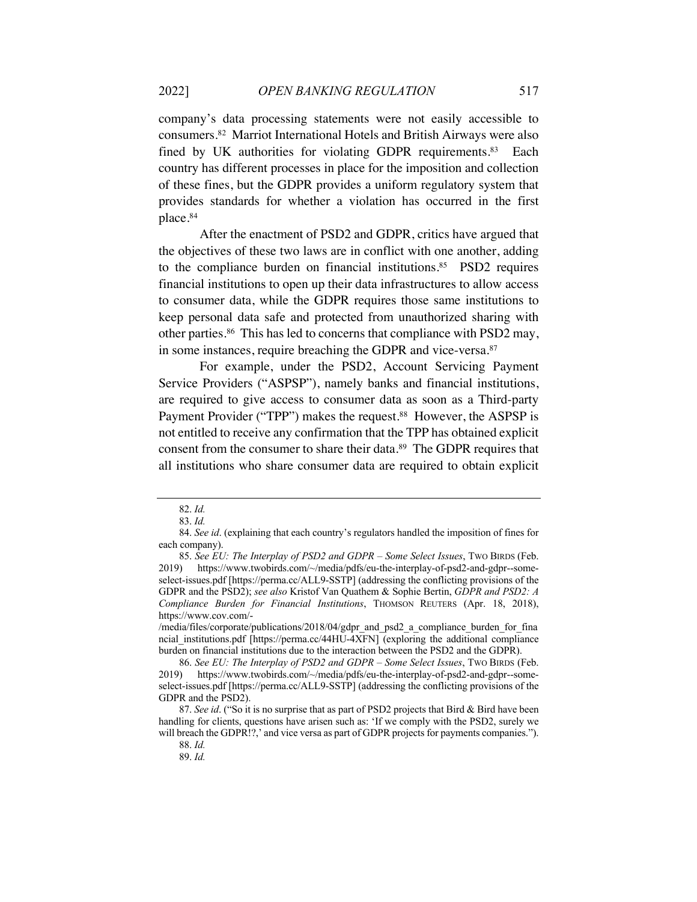company's data processing statements were not easily accessible to consumers.[82] Marriot International Hotels and British Airways were also fined by UK authorities for violating GDPR requirements.[83] Each country has different processes in place for the imposition and collection of these fines, but the GDPR provides a uniform regulatory system that provides standards for whether a violation has occurred in the first place.[84]

After the enactment of PSD2 and GDPR, critics have argued that the objectives of these two laws are in conflict with one another, adding to the compliance burden on financial institutions.[85] PSD2 requires financial institutions to open up their data infrastructures to allow access to consumer data, while the GDPR requires those same institutions to keep personal data safe and protected from unauthorized sharing with other parties.[86] This has led to concerns that compliance with PSD2 may, in some instances, require breaching the GDPR and vice-versa.[87]

For example, under the PSD2, Account Servicing Payment Service Providers ("ASPSP"), namely banks and financial institutions, are required to give access to consumer data as soon as a Third-party Payment Provider ("TPP") makes the request.[88] However, the ASPSP is not entitled to receive any confirmation that the TPP has obtained explicit consent from the consumer to share their data.[89] The GDPR requires that all institutions who share consumer data are required to obtain explicit

---

82. *Id.*

83. *Id.*

84. *See id.* (explaining that each country's regulators handled the imposition of fines for each company).

85. *See EU: The Interplay of PSD2 and GDPR – Some Select Issues*, TWO BIRDS (Feb. 2019) https://www.twobirds.com/~/media/pdfs/eu-the-interplay-of-psd2-and-gdpr--some-select-issues.pdf [https://perma.cc/ALL9-SSTP] (addressing the conflicting provisions of the GDPR and the PSD2); *see also* Kristof Van Quathem & Sophie Bertin, *GDPR and PSD2: A Compliance Burden for Financial Institutions*, THOMSON REUTERS (Apr. 18, 2018), https://www.cov.com/-/media/files/corporate/publications/2018/04/gdpr_and_psd2_a_compliance_burden_for_financial_institutions.pdf [https://perma.cc/44HU-4XFN] (exploring the additional compliance burden on financial institutions due to the interaction between the PSD2 and the GDPR).

86. *See EU: The Interplay of PSD2 and GDPR – Some Select Issues*, TWO BIRDS (Feb. 2019) https://www.twobirds.com/~/media/pdfs/eu-the-interplay-of-psd2-and-gdpr--some-select-issues.pdf [https://perma.cc/ALL9-SSTP] (addressing the conflicting provisions of the GDPR and the PSD2).

87. *See id.* ("So it is no surprise that as part of PSD2 projects that Bird & Bird have been handling for clients, questions have arisen such as: 'If we comply with the PSD2, surely we will breach the GDPR!?,' and vice versa as part of GDPR projects for payments companies.").

88. *Id.*

89. *Id.*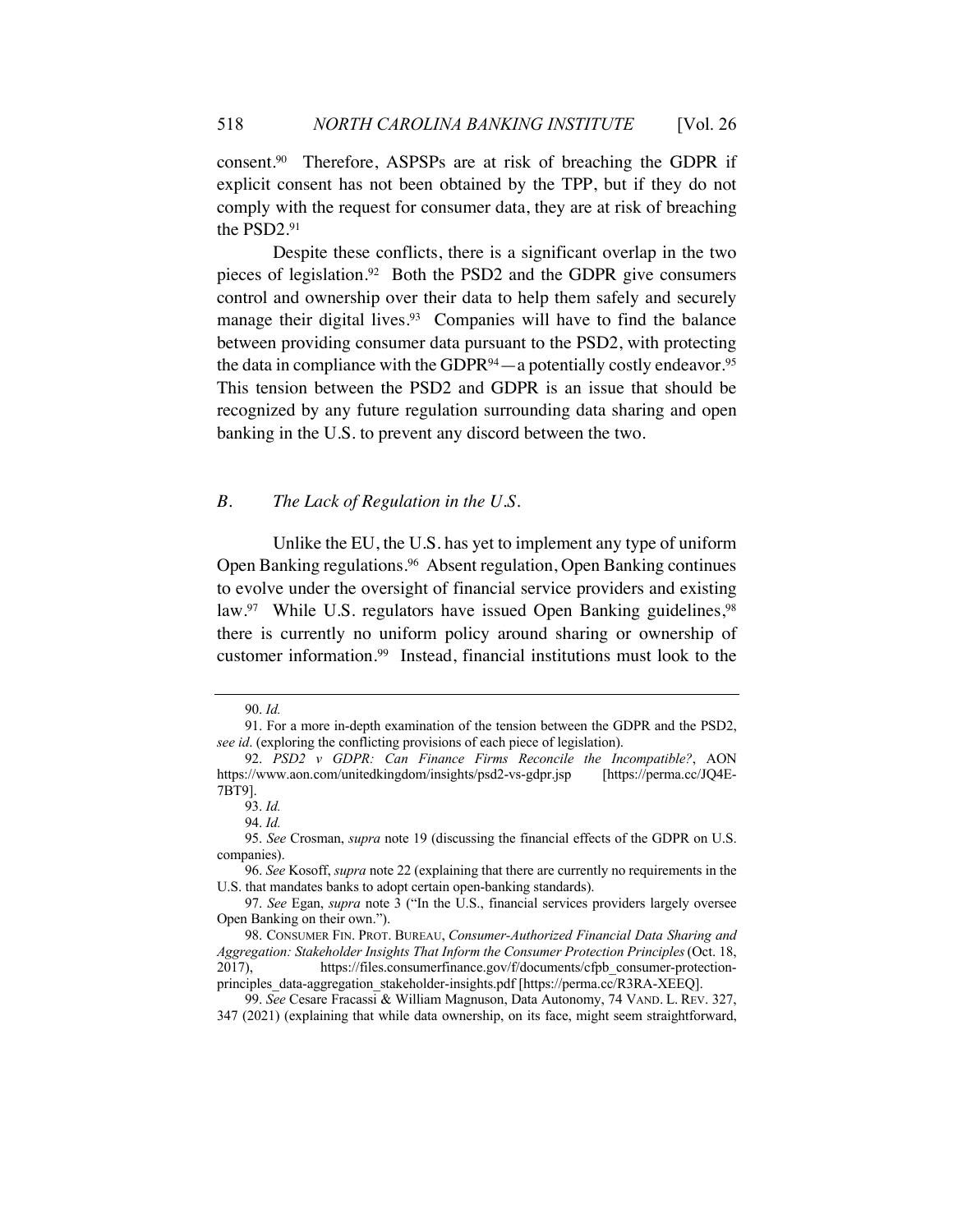consent.[90] Therefore, ASPSPs are at risk of breaching the GDPR if explicit consent has not been obtained by the TPP, but if they do not comply with the request for consumer data, they are at risk of breaching the PSD2.[91]

Despite these conflicts, there is a significant overlap in the two pieces of legislation.[92] Both the PSD2 and the GDPR give consumers control and ownership over their data to help them safely and securely manage their digital lives.[93] Companies will have to find the balance between providing consumer data pursuant to the PSD2, with protecting the data in compliance with the GDPR[94]—a potentially costly endeavor.[95] This tension between the PSD2 and GDPR is an issue that should be recognized by any future regulation surrounding data sharing and open banking in the U.S. to prevent any discord between the two.

### *B. The Lack of Regulation in the U.S.*

Unlike the EU, the U.S. has yet to implement any type of uniform Open Banking regulations.[96] Absent regulation, Open Banking continues to evolve under the oversight of financial service providers and existing law.[97] While U.S. regulators have issued Open Banking guidelines,[98] there is currently no uniform policy around sharing or ownership of customer information.[99] Instead, financial institutions must look to the

---

90. *Id.*

91. For a more in-depth examination of the tension between the GDPR and the PSD2, *see id.* (exploring the conflicting provisions of each piece of legislation).

92. *PSD2 v GDPR: Can Finance Firms Reconcile the Incompatible?*, AON https://www.aon.com/unitedkingdom/insights/psd2-vs-gdpr.jsp [https://perma.cc/JQ4E-7BT9].

93. *Id.*

94. *Id.*

95. *See* Crosman, *supra* note 19 (discussing the financial effects of the GDPR on U.S. companies).

96. *See* Kosoff, *supra* note 22 (explaining that there are currently no requirements in the U.S. that mandates banks to adopt certain open-banking standards).

97. *See* Egan, *supra* note 3 ("In the U.S., financial services providers largely oversee Open Banking on their own.").

98. CONSUMER FIN. PROT. BUREAU, *Consumer-Authorized Financial Data Sharing and Aggregation: Stakeholder Insights That Inform the Consumer Protection Principles* (Oct. 18, 2017), https://files.consumerfinance.gov/f/documents/cfpb_consumer-protection-principles_data-aggregation_stakeholder-insights.pdf [https://perma.cc/R3RA-XEEQ].

99. *See* Cesare Fracassi & William Magnuson, Data Autonomy, 74 VAND. L. REV. 327, 347 (2021) (explaining that while data ownership, on its face, might seem straightforward,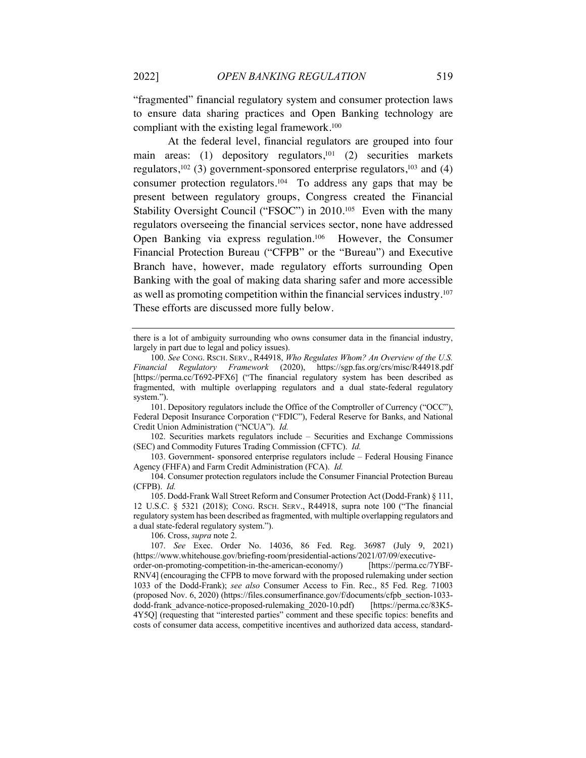"fragmented" financial regulatory system and consumer protection laws to ensure data sharing practices and Open Banking technology are compliant with the existing legal framework.[100]

At the federal level, financial regulators are grouped into four main areas: (1) depository regulators,[101] (2) securities markets regulators,[102] (3) government-sponsored enterprise regulators,[103] and (4) consumer protection regulators.[104] To address any gaps that may be present between regulatory groups, Congress created the Financial Stability Oversight Council ("FSOC") in 2010.[105] Even with the many regulators overseeing the financial services sector, none have addressed Open Banking via express regulation.[106] However, the Consumer Financial Protection Bureau ("CFPB" or the "Bureau") and Executive Branch have, however, made regulatory efforts surrounding Open Banking with the goal of making data sharing safer and more accessible as well as promoting competition within the financial services industry.[107] These efforts are discussed more fully below.

---

there is a lot of ambiguity surrounding who owns consumer data in the financial industry, largely in part due to legal and policy issues).

100. *See* CONG. RSCH. SERV., R44918, *Who Regulates Whom? An Overview of the U.S. Financial Regulatory Framework* (2020), https://sgp.fas.org/crs/misc/R44918.pdf [https://perma.cc/T692-PFX6] ("The financial regulatory system has been described as fragmented, with multiple overlapping regulators and a dual state-federal regulatory system.").

101. Depository regulators include the Office of the Comptroller of Currency ("OCC"), Federal Deposit Insurance Corporation ("FDIC"), Federal Reserve for Banks, and National Credit Union Administration ("NCUA"). *Id.*

102. Securities markets regulators include – Securities and Exchange Commissions (SEC) and Commodity Futures Trading Commission (CFTC). *Id.*

103. Government- sponsored enterprise regulators include – Federal Housing Finance Agency (FHFA) and Farm Credit Administration (FCA). *Id.*

104. Consumer protection regulators include the Consumer Financial Protection Bureau (CFPB). *Id.*

105. Dodd-Frank Wall Street Reform and Consumer Protection Act (Dodd-Frank) § 111, 12 U.S.C. § 5321 (2018); CONG. RSCH. SERV., R44918, supra note 100 ("The financial regulatory system has been described as fragmented, with multiple overlapping regulators and a dual state-federal regulatory system.").

106. Cross, *supra* note 2.

107. *See* Exec. Order No. 14036, 86 Fed. Reg. 36987 (July 9, 2021) (https://www.whitehouse.gov/briefing-room/presidential-actions/2021/07/09/executive-order-on-promoting-competition-in-the-american-economy/) [https://perma.cc/7YBF-RNV4] (encouraging the CFPB to move forward with the proposed rulemaking under section 1033 of the Dodd-Frank); *see also* Consumer Access to Fin. Rec., 85 Fed. Reg. 71003 (proposed Nov. 6, 2020) (https://files.consumerfinance.gov/f/documents/cfpb_section-1033-dodd-frank_advance-notice-proposed-rulemaking_2020-10.pdf) [https://perma.cc/83K5-4Y5Q] (requesting that "interested parties" comment and these specific topics: benefits and costs of consumer data access, competitive incentives and authorized data access, standard-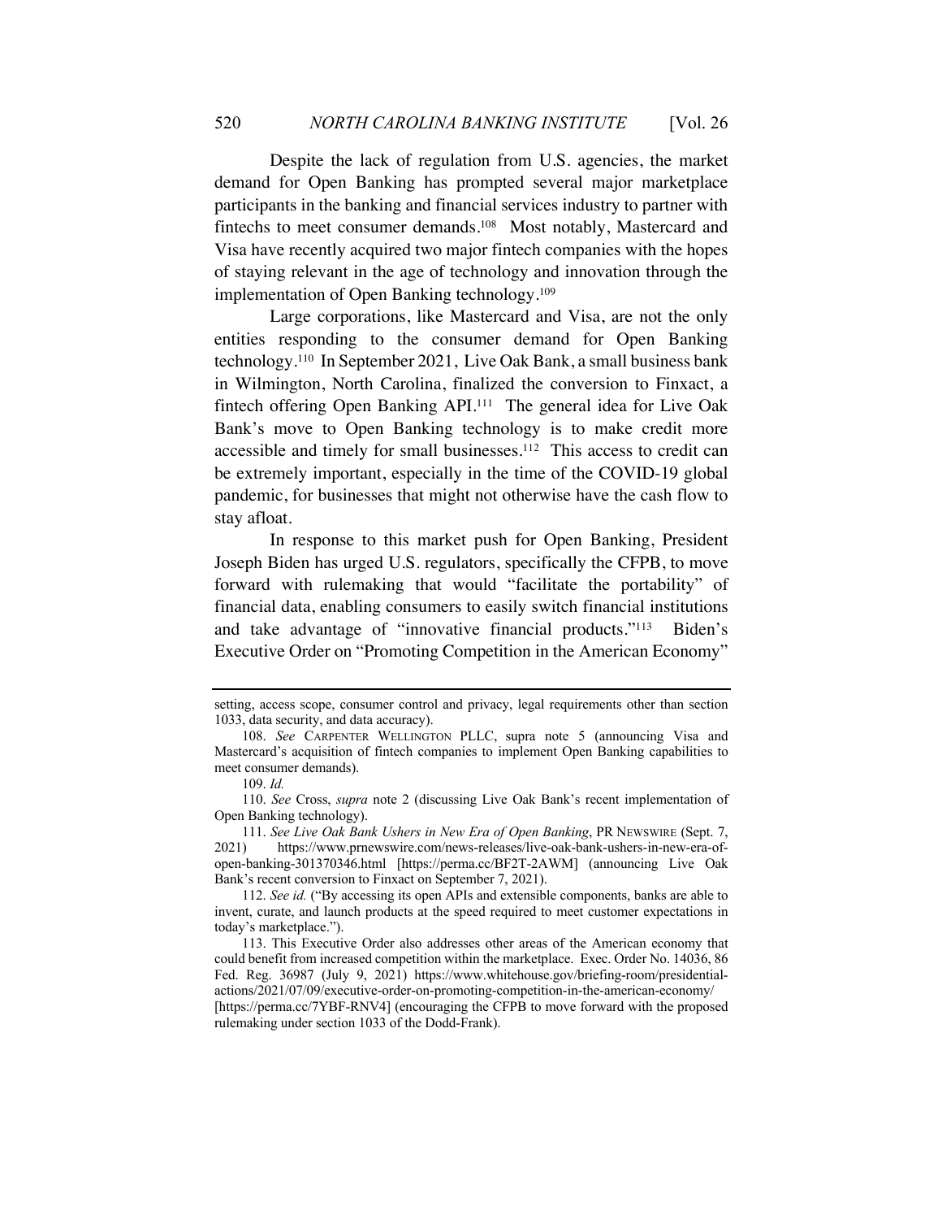Despite the lack of regulation from U.S. agencies, the market demand for Open Banking has prompted several major marketplace participants in the banking and financial services industry to partner with fintechs to meet consumer demands.[108] Most notably, Mastercard and Visa have recently acquired two major fintech companies with the hopes of staying relevant in the age of technology and innovation through the implementation of Open Banking technology.[109]

Large corporations, like Mastercard and Visa, are not the only entities responding to the consumer demand for Open Banking technology.[110] In September 2021, Live Oak Bank, a small business bank in Wilmington, North Carolina, finalized the conversion to Finxact, a fintech offering Open Banking API.[111] The general idea for Live Oak Bank's move to Open Banking technology is to make credit more accessible and timely for small businesses.[112] This access to credit can be extremely important, especially in the time of the COVID-19 global pandemic, for businesses that might not otherwise have the cash flow to stay afloat.

In response to this market push for Open Banking, President Joseph Biden has urged U.S. regulators, specifically the CFPB, to move forward with rulemaking that would "facilitate the portability" of financial data, enabling consumers to easily switch financial institutions and take advantage of "innovative financial products."[113] Biden's Executive Order on "Promoting Competition in the American Economy"

---

setting, access scope, consumer control and privacy, legal requirements other than section 1033, data security, and data accuracy).

108. *See* CARPENTER WELLINGTON PLLC, supra note 5 (announcing Visa and Mastercard's acquisition of fintech companies to implement Open Banking capabilities to meet consumer demands).

109. *Id.*

110. *See* Cross, *supra* note 2 (discussing Live Oak Bank's recent implementation of Open Banking technology).

111. *See Live Oak Bank Ushers in New Era of Open Banking*, PR NEWSWIRE (Sept. 7, 2021) https://www.prnewswire.com/news-releases/live-oak-bank-ushers-in-new-era-of-open-banking-301370346.html [https://perma.cc/BF2T-2AWM] (announcing Live Oak Bank's recent conversion to Finxact on September 7, 2021).

112. *See id.* ("By accessing its open APIs and extensible components, banks are able to invent, curate, and launch products at the speed required to meet customer expectations in today's marketplace.").

113. This Executive Order also addresses other areas of the American economy that could benefit from increased competition within the marketplace. Exec. Order No. 14036, 86 Fed. Reg. 36987 (July 9, 2021) https://www.whitehouse.gov/briefing-room/presidential-actions/2021/07/09/executive-order-on-promoting-competition-in-the-american-economy/ [https://perma.cc/7YBF-RNV4] (encouraging the CFPB to move forward with the proposed rulemaking under section 1033 of the Dodd-Frank).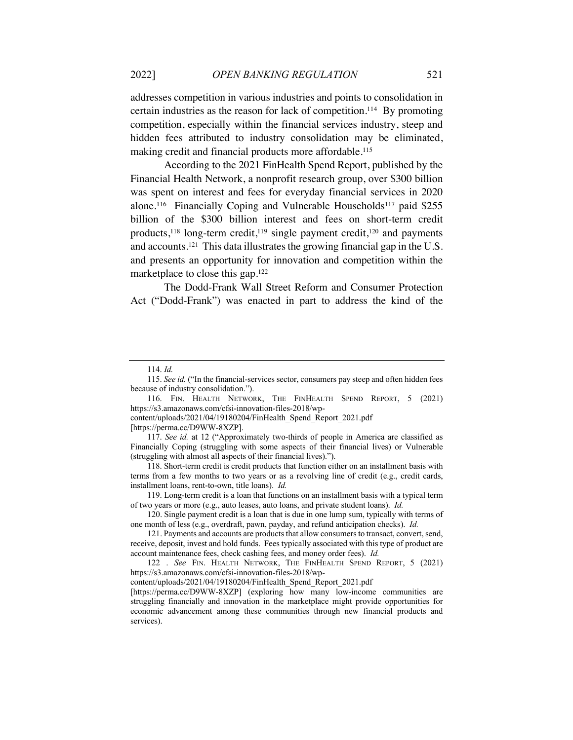addresses competition in various industries and points to consolidation in certain industries as the reason for lack of competition.[114] By promoting competition, especially within the financial services industry, steep and hidden fees attributed to industry consolidation may be eliminated, making credit and financial products more affordable.[115]

According to the 2021 FinHealth Spend Report, published by the Financial Health Network, a nonprofit research group, over $300 billion was spent on interest and fees for everyday financial services in 2020 alone.[116] Financially Coping and Vulnerable Households[117] paid $255 billion of the $300 billion interest and fees on short-term credit products,[118] long-term credit,[119] single payment credit,[120] and payments and accounts.[121] This data illustrates the growing financial gap in the U.S. and presents an opportunity for innovation and competition within the marketplace to close this gap.[122]

The Dodd-Frank Wall Street Reform and Consumer Protection Act ("Dodd-Frank") was enacted in part to address the kind of the

---

114. *Id.*

115. *See id.* ("In the financial-services sector, consumers pay steep and often hidden fees because of industry consolidation.").

116. FIN. HEALTH NETWORK, THE FINHEALTH SPEND REPORT, 5 (2021) https://s3.amazonaws.com/cfsi-innovation-files-2018/wp-content/uploads/2021/04/19180204/FinHealth_Spend_Report_2021.pdf [https://perma.cc/D9WW-8XZP].

117. *See id.* at 12 ("Approximately two-thirds of people in America are classified as Financially Coping (struggling with some aspects of their financial lives) or Vulnerable (struggling with almost all aspects of their financial lives).").

118. Short-term credit is credit products that function either on an installment basis with terms from a few months to two years or as a revolving line of credit (e.g., credit cards, installment loans, rent-to-own, title loans). *Id.*

119. Long-term credit is a loan that functions on an installment basis with a typical term of two years or more (e.g., auto leases, auto loans, and private student loans). *Id.*

120. Single payment credit is a loan that is due in one lump sum, typically with terms of one month of less (e.g., overdraft, pawn, payday, and refund anticipation checks). *Id.*

121. Payments and accounts are products that allow consumers to transact, convert, send, receive, deposit, invest and hold funds. Fees typically associated with this type of product are account maintenance fees, check cashing fees, and money order fees). *Id.*

122 . *See* FIN. HEALTH NETWORK, THE FINHEALTH SPEND REPORT, 5 (2021) https://s3.amazonaws.com/cfsi-innovation-files-2018/wp-content/uploads/2021/04/19180204/FinHealth_Spend_Report_2021.pdf [https://perma.cc/D9WW-8XZP] (exploring how many low-income communities are struggling financially and innovation in the marketplace might provide opportunities for economic advancement among these communities through new financial products and services).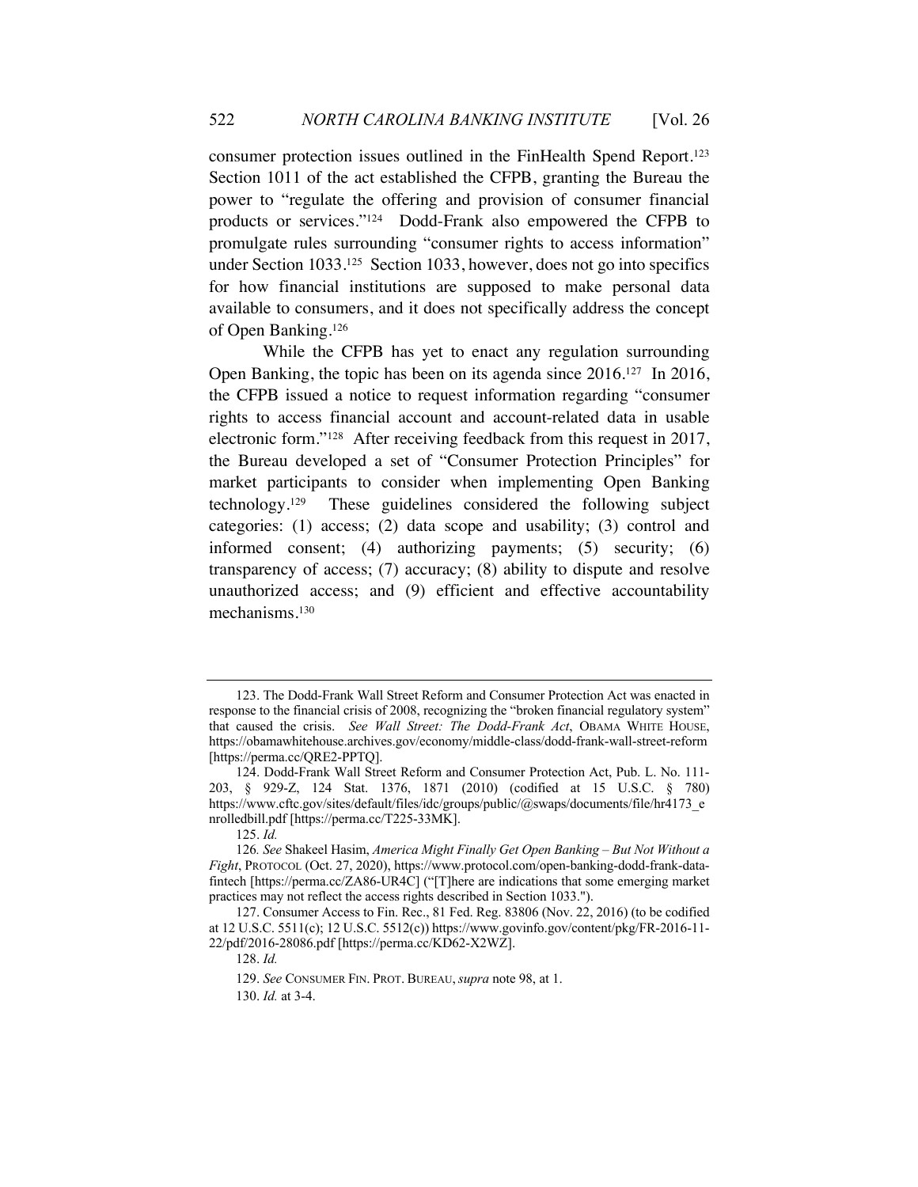consumer protection issues outlined in the FinHealth Spend Report.[123] Section 1011 of the act established the CFPB, granting the Bureau the power to "regulate the offering and provision of consumer financial products or services."[124] Dodd-Frank also empowered the CFPB to promulgate rules surrounding "consumer rights to access information" under Section 1033.[125] Section 1033, however, does not go into specifics for how financial institutions are supposed to make personal data available to consumers, and it does not specifically address the concept of Open Banking.[126]

While the CFPB has yet to enact any regulation surrounding Open Banking, the topic has been on its agenda since 2016.[127] In 2016, the CFPB issued a notice to request information regarding "consumer rights to access financial account and account-related data in usable electronic form."[128] After receiving feedback from this request in 2017, the Bureau developed a set of "Consumer Protection Principles" for market participants to consider when implementing Open Banking technology.[129] These guidelines considered the following subject categories: (1) access; (2) data scope and usability; (3) control and informed consent; (4) authorizing payments; (5) security; (6) transparency of access; (7) accuracy; (8) ability to dispute and resolve unauthorized access; and (9) efficient and effective accountability mechanisms.[130]

---

123. The Dodd-Frank Wall Street Reform and Consumer Protection Act was enacted in response to the financial crisis of 2008, recognizing the "broken financial regulatory system" that caused the crisis. *See Wall Street: The Dodd-Frank Act*, OBAMA WHITE HOUSE, https://obamawhitehouse.archives.gov/economy/middle-class/dodd-frank-wall-street-reform [https://perma.cc/QRE2-PPTQ].

124. Dodd-Frank Wall Street Reform and Consumer Protection Act, Pub. L. No. 111-203, § 929-Z, 124 Stat. 1376, 1871 (2010) (codified at 15 U.S.C. § 780) https://www.cftc.gov/sites/default/files/idc/groups/public/@swaps/documents/file/hr4173_enrolledbill.pdf [https://perma.cc/T225-33MK].

125. *Id.*

126. *See* Shakeel Hasim, *America Might Finally Get Open Banking – But Not Without a Fight*, PROTOCOL (Oct. 27, 2020), https://www.protocol.com/open-banking-dodd-frank-data-fintech [https://perma.cc/ZA86-UR4C] ("[T]here are indications that some emerging market practices may not reflect the access rights described in Section 1033.").

127. Consumer Access to Fin. Rec., 81 Fed. Reg. 83806 (Nov. 22, 2016) (to be codified at 12 U.S.C. 5511(c); 12 U.S.C. 5512(c)) https://www.govinfo.gov/content/pkg/FR-2016-11-22/pdf/2016-28086.pdf [https://perma.cc/KD62-X2WZ].

128. *Id.*

129. *See* CONSUMER FIN. PROT. BUREAU, *supra* note 98, at 1.

130. *Id.* at 3-4.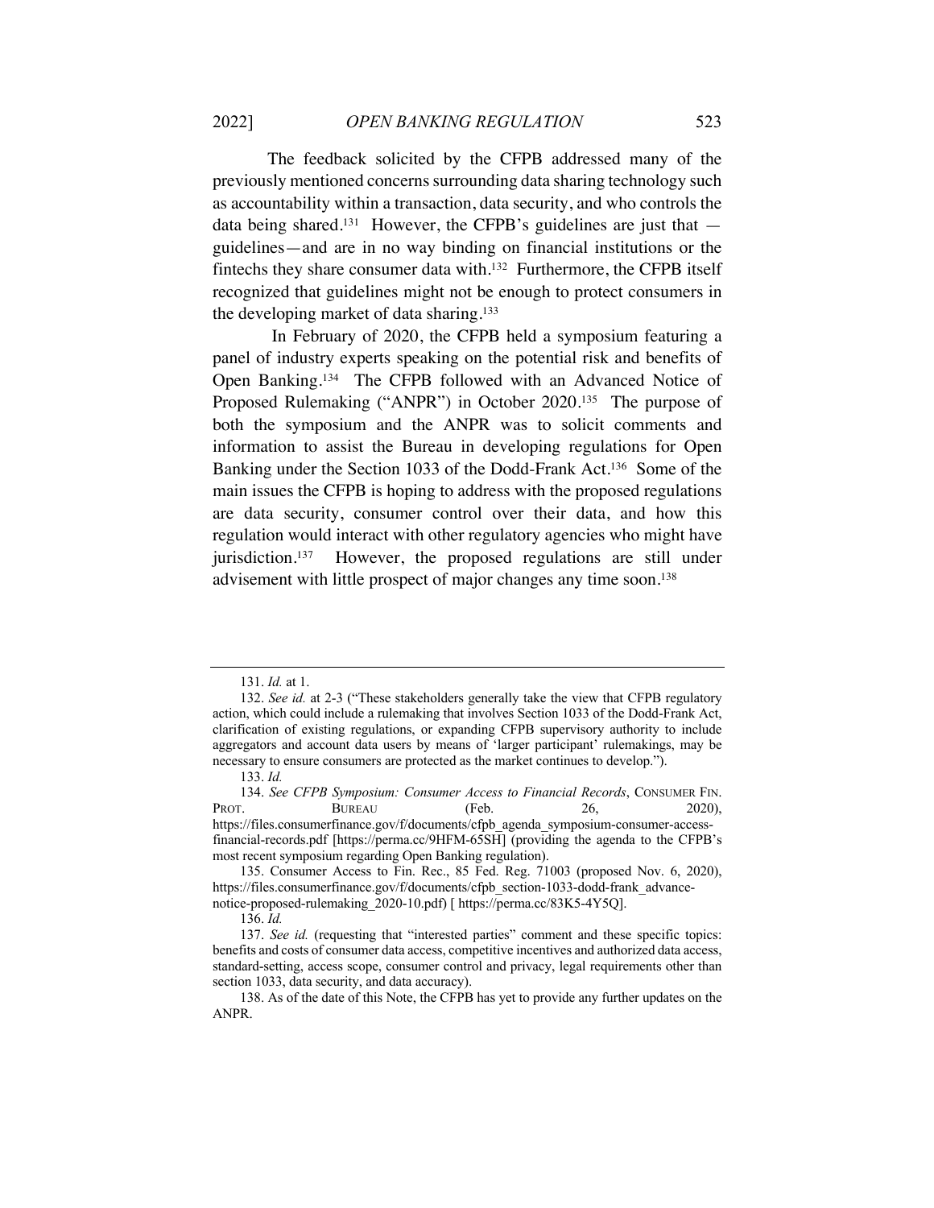The feedback solicited by the CFPB addressed many of the previously mentioned concerns surrounding data sharing technology such as accountability within a transaction, data security, and who controls the data being shared.[131] However, the CFPB's guidelines are just that — guidelines—and are in no way binding on financial institutions or the fintechs they share consumer data with.[132] Furthermore, the CFPB itself recognized that guidelines might not be enough to protect consumers in the developing market of data sharing.[133]

In February of 2020, the CFPB held a symposium featuring a panel of industry experts speaking on the potential risk and benefits of Open Banking.[134] The CFPB followed with an Advanced Notice of Proposed Rulemaking ("ANPR") in October 2020.[135] The purpose of both the symposium and the ANPR was to solicit comments and information to assist the Bureau in developing regulations for Open Banking under the Section 1033 of the Dodd-Frank Act.[136] Some of the main issues the CFPB is hoping to address with the proposed regulations are data security, consumer control over their data, and how this regulation would interact with other regulatory agencies who might have jurisdiction.[137] However, the proposed regulations are still under advisement with little prospect of major changes any time soon.[138]

---

131. *Id.* at 1.

132. *See id.* at 2-3 ("These stakeholders generally take the view that CFPB regulatory action, which could include a rulemaking that involves Section 1033 of the Dodd-Frank Act, clarification of existing regulations, or expanding CFPB supervisory authority to include aggregators and account data users by means of 'larger participant' rulemakings, may be necessary to ensure consumers are protected as the market continues to develop.").

133. *Id.*

134. *See CFPB Symposium: Consumer Access to Financial Records*, CONSUMER FIN. PROT. BUREAU (Feb. 26, 2020), https://files.consumerfinance.gov/f/documents/cfpb_agenda_symposium-consumer-access-financial-records.pdf [https://perma.cc/9HFM-65SH] (providing the agenda to the CFPB's most recent symposium regarding Open Banking regulation).

135. Consumer Access to Fin. Rec., 85 Fed. Reg. 71003 (proposed Nov. 6, 2020), https://files.consumerfinance.gov/f/documents/cfpb_section-1033-dodd-frank_advance-notice-proposed-rulemaking_2020-10.pdf) [ https://perma.cc/83K5-4Y5Q].

136. *Id.*

137. *See id.* (requesting that "interested parties" comment and these specific topics: benefits and costs of consumer data access, competitive incentives and authorized data access, standard-setting, access scope, consumer control and privacy, legal requirements other than section 1033, data security, and data accuracy).

138. As of the date of this Note, the CFPB has yet to provide any further updates on the ANPR.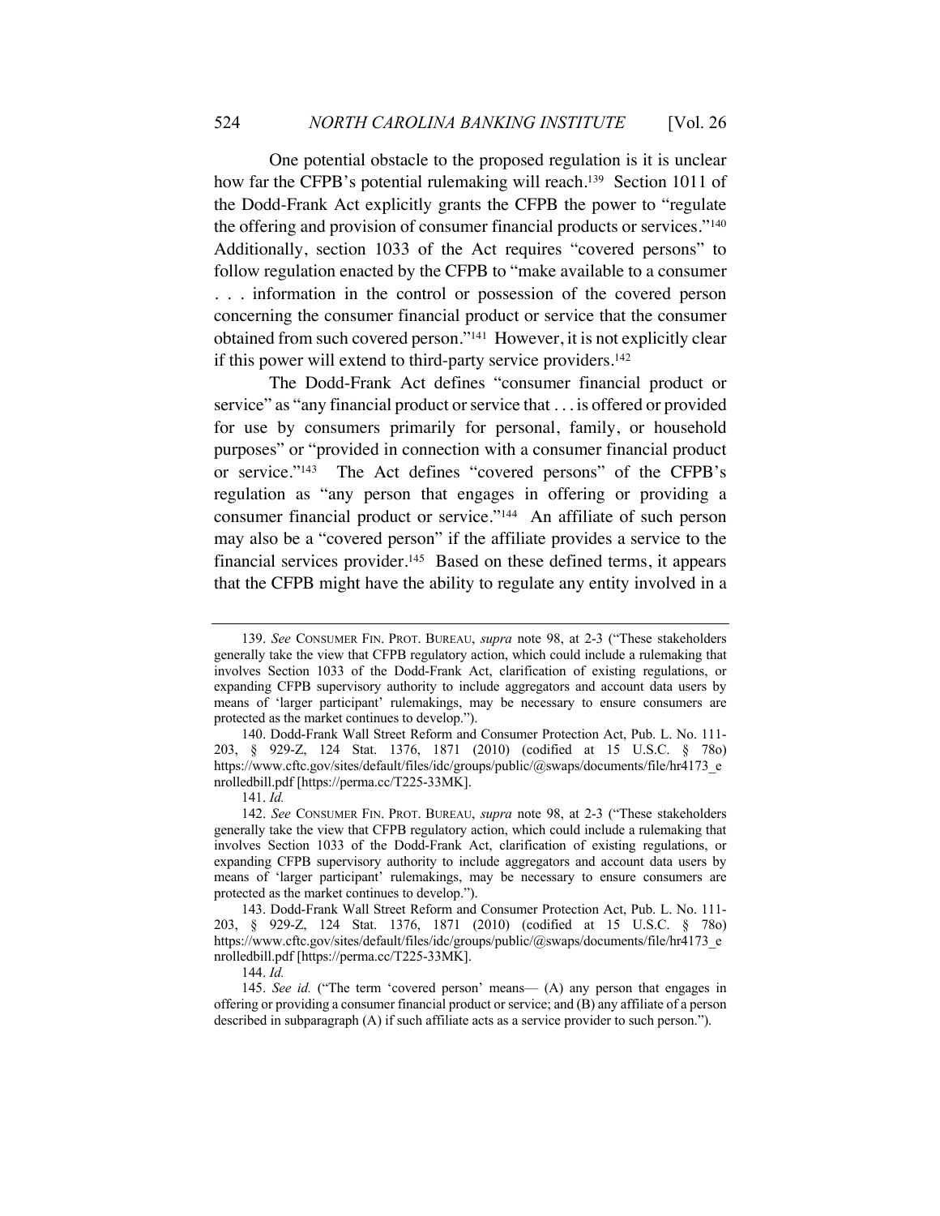One potential obstacle to the proposed regulation is it is unclear how far the CFPB's potential rulemaking will reach.[139] Section 1011 of the Dodd-Frank Act explicitly grants the CFPB the power to "regulate the offering and provision of consumer financial products or services."[140] Additionally, section 1033 of the Act requires "covered persons" to follow regulation enacted by the CFPB to "make available to a consumer . . . information in the control or possession of the covered person concerning the consumer financial product or service that the consumer obtained from such covered person."[141] However, it is not explicitly clear if this power will extend to third-party service providers.[142]

The Dodd-Frank Act defines "consumer financial product or service" as "any financial product or service that . . . is offered or provided for use by consumers primarily for personal, family, or household purposes" or "provided in connection with a consumer financial product or service."[143] The Act defines "covered persons" of the CFPB's regulation as "any person that engages in offering or providing a consumer financial product or service."[144] An affiliate of such person may also be a "covered person" if the affiliate provides a service to the financial services provider.[145] Based on these defined terms, it appears that the CFPB might have the ability to regulate any entity involved in a

---

139. *See* CONSUMER FIN. PROT. BUREAU, *supra* note 98, at 2-3 ("These stakeholders generally take the view that CFPB regulatory action, which could include a rulemaking that involves Section 1033 of the Dodd-Frank Act, clarification of existing regulations, or expanding CFPB supervisory authority to include aggregators and account data users by means of 'larger participant' rulemakings, may be necessary to ensure consumers are protected as the market continues to develop.").

140. Dodd-Frank Wall Street Reform and Consumer Protection Act, Pub. L. No. 111-203, § 929-Z, 124 Stat. 1376, 1871 (2010) (codified at 15 U.S.C. § 78o) https://www.cftc.gov/sites/default/files/idc/groups/public/@swaps/documents/file/hr4173_enrolledbill.pdf [https://perma.cc/T225-33MK].

141. *Id.*

142. *See* CONSUMER FIN. PROT. BUREAU, *supra* note 98, at 2-3 ("These stakeholders generally take the view that CFPB regulatory action, which could include a rulemaking that involves Section 1033 of the Dodd-Frank Act, clarification of existing regulations, or expanding CFPB supervisory authority to include aggregators and account data users by means of 'larger participant' rulemakings, may be necessary to ensure consumers are protected as the market continues to develop.").

143. Dodd-Frank Wall Street Reform and Consumer Protection Act, Pub. L. No. 111-203, § 929-Z, 124 Stat. 1376, 1871 (2010) (codified at 15 U.S.C. § 78o) https://www.cftc.gov/sites/default/files/idc/groups/public/@swaps/documents/file/hr4173_enrolledbill.pdf [https://perma.cc/T225-33MK].

144. *Id.*

145. *See id.* ("The term 'covered person' means— (A) any person that engages in offering or providing a consumer financial product or service; and (B) any affiliate of a person described in subparagraph (A) if such affiliate acts as a service provider to such person.").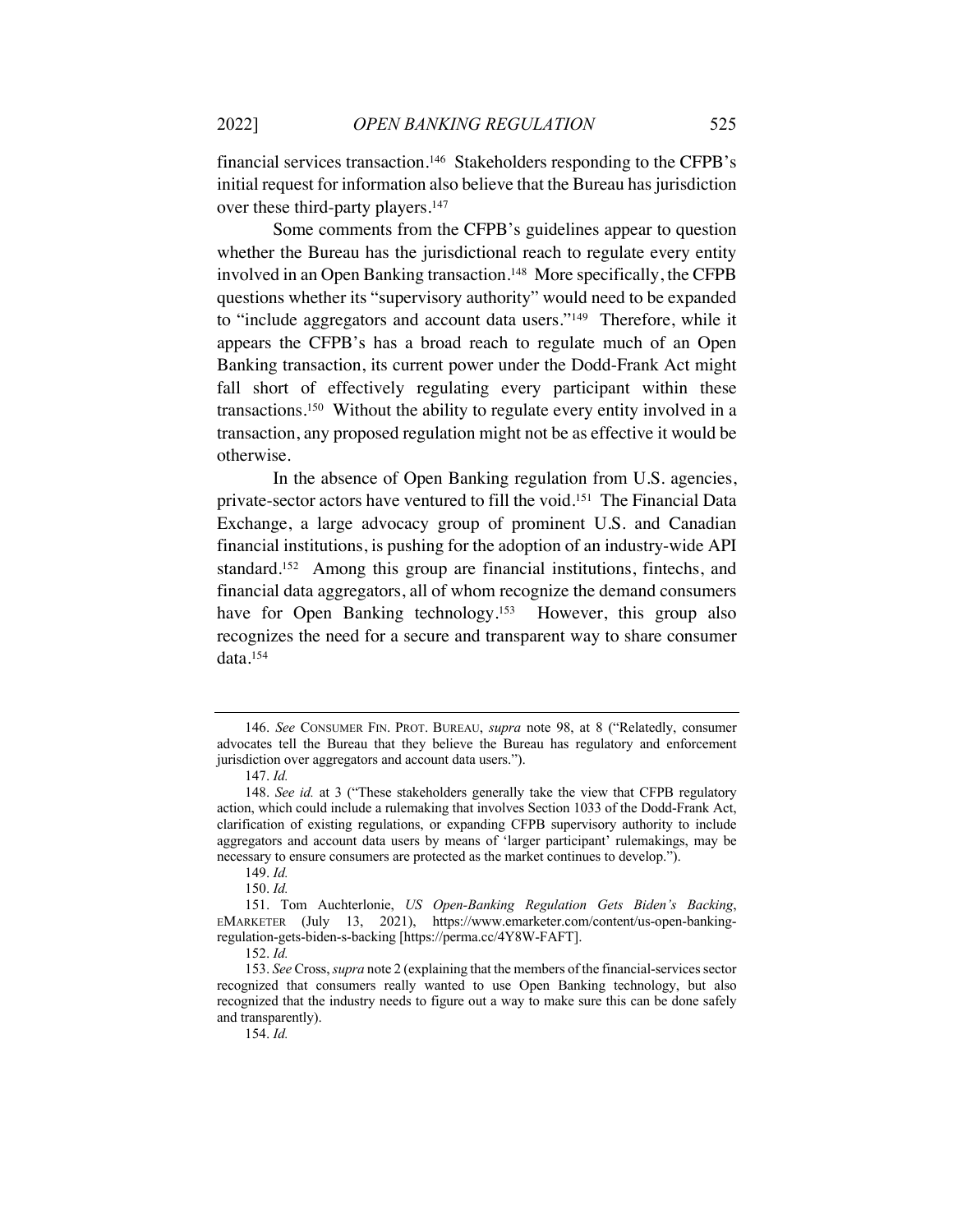financial services transaction.[146] Stakeholders responding to the CFPB's initial request for information also believe that the Bureau has jurisdiction over these third-party players.[147]

Some comments from the CFPB's guidelines appear to question whether the Bureau has the jurisdictional reach to regulate every entity involved in an Open Banking transaction.[148] More specifically, the CFPB questions whether its "supervisory authority" would need to be expanded to "include aggregators and account data users."[149] Therefore, while it appears the CFPB's has a broad reach to regulate much of an Open Banking transaction, its current power under the Dodd-Frank Act might fall short of effectively regulating every participant within these transactions.[150] Without the ability to regulate every entity involved in a transaction, any proposed regulation might not be as effective it would be otherwise.

In the absence of Open Banking regulation from U.S. agencies, private-sector actors have ventured to fill the void.[151] The Financial Data Exchange, a large advocacy group of prominent U.S. and Canadian financial institutions, is pushing for the adoption of an industry-wide API standard.[152] Among this group are financial institutions, fintechs, and financial data aggregators, all of whom recognize the demand consumers have for Open Banking technology.[153] However, this group also recognizes the need for a secure and transparent way to share consumer data.[154]

---

146. *See* CONSUMER FIN. PROT. BUREAU, *supra* note 98, at 8 ("Relatedly, consumer advocates tell the Bureau that they believe the Bureau has regulatory and enforcement jurisdiction over aggregators and account data users.").

147. *Id.*

148. *See id.* at 3 ("These stakeholders generally take the view that CFPB regulatory action, which could include a rulemaking that involves Section 1033 of the Dodd-Frank Act, clarification of existing regulations, or expanding CFPB supervisory authority to include aggregators and account data users by means of 'larger participant' rulemakings, may be necessary to ensure consumers are protected as the market continues to develop.").

149. *Id.*

150. *Id.*

151. Tom Auchterlonie, *US Open-Banking Regulation Gets Biden's Backing*, EMARKETER (July 13, 2021), https://www.emarketer.com/content/us-open-banking-regulation-gets-biden-s-backing [https://perma.cc/4Y8W-FAFT].

152. *Id.*

153. *See* Cross, *supra* note 2 (explaining that the members of the financial-services sector recognized that consumers really wanted to use Open Banking technology, but also recognized that the industry needs to figure out a way to make sure this can be done safely and transparently).

154. *Id.*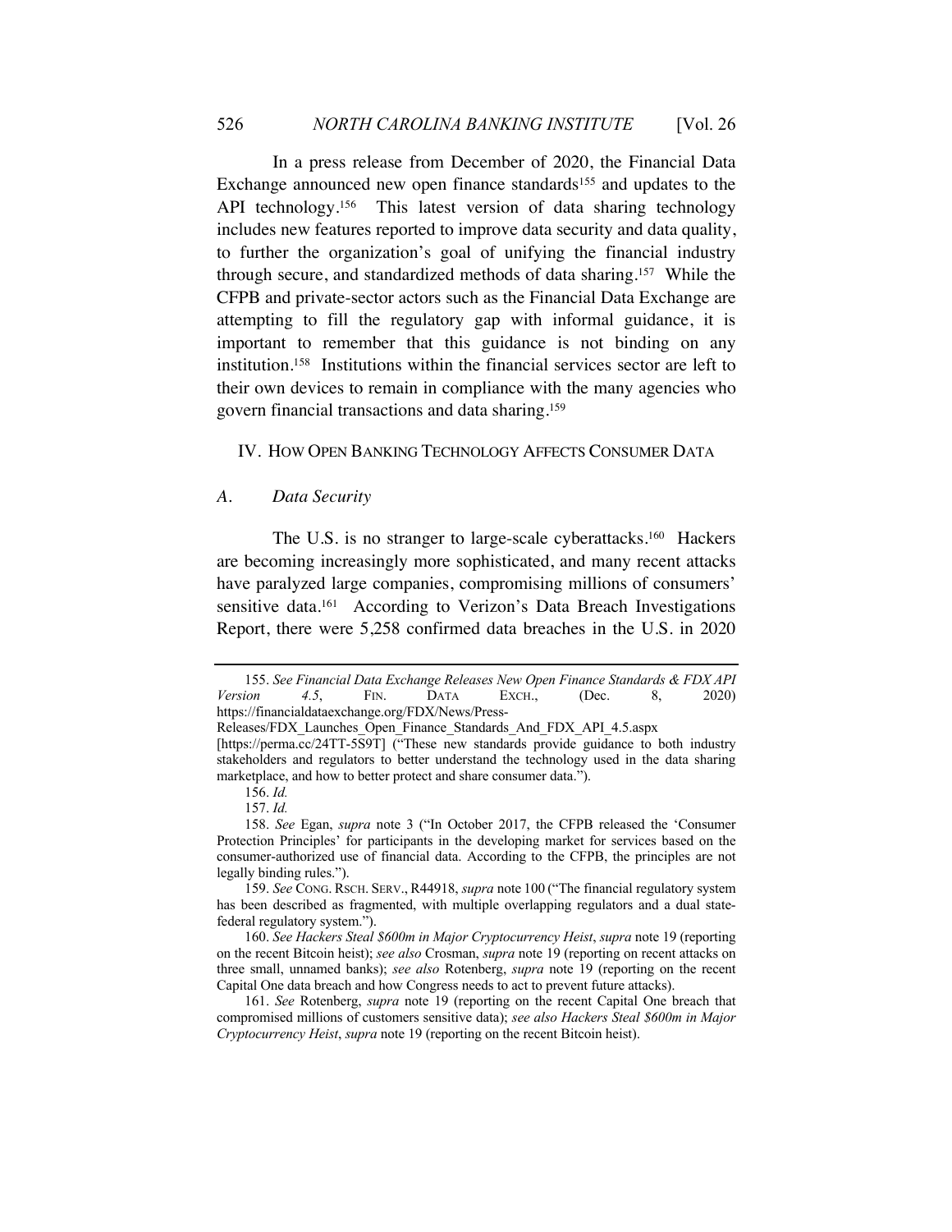In a press release from December of 2020, the Financial Data Exchange announced new open finance standards[155] and updates to the API technology.[156] This latest version of data sharing technology includes new features reported to improve data security and data quality, to further the organization's goal of unifying the financial industry through secure, and standardized methods of data sharing.[157] While the CFPB and private-sector actors such as the Financial Data Exchange are attempting to fill the regulatory gap with informal guidance, it is important to remember that this guidance is not binding on any institution.[158] Institutions within the financial services sector are left to their own devices to remain in compliance with the many agencies who govern financial transactions and data sharing.[159]

## IV. HOW OPEN BANKING TECHNOLOGY AFFECTS CONSUMER DATA

### *A. Data Security*

The U.S. is no stranger to large-scale cyberattacks.[160] Hackers are becoming increasingly more sophisticated, and many recent attacks have paralyzed large companies, compromising millions of consumers' sensitive data.[161] According to Verizon's Data Breach Investigations Report, there were 5,258 confirmed data breaches in the U.S. in 2020

---

155. *See Financial Data Exchange Releases New Open Finance Standards & FDX API Version 4.5*, FIN. DATA EXCH., (Dec. 8, 2020) https://financialdataexchange.org/FDX/News/Press-Releases/FDX_Launches_Open_Finance_Standards_And_FDX_API_4.5.aspx [https://perma.cc/24TT-5S9T] ("These new standards provide guidance to both industry stakeholders and regulators to better understand the technology used in the data sharing marketplace, and how to better protect and share consumer data.").

156. *Id.*

157. *Id.*

158. *See* Egan, *supra* note 3 ("In October 2017, the CFPB released the 'Consumer Protection Principles' for participants in the developing market for services based on the consumer-authorized use of financial data. According to the CFPB, the principles are not legally binding rules.").

159. *See* CONG. RSCH. SERV., R44918, *supra* note 100 ("The financial regulatory system has been described as fragmented, with multiple overlapping regulators and a dual state-federal regulatory system.").

160. *See Hackers Steal $600m in Major Cryptocurrency Heist*, *supra* note 19 (reporting on the recent Bitcoin heist); *see also* Crosman, *supra* note 19 (reporting on recent attacks on three small, unnamed banks); *see also* Rotenberg, *supra* note 19 (reporting on the recent Capital One data breach and how Congress needs to act to prevent future attacks).

161. *See* Rotenberg, *supra* note 19 (reporting on the recent Capital One breach that compromised millions of customers sensitive data); *see also Hackers Steal $600m in Major Cryptocurrency Heist*, *supra* note 19 (reporting on the recent Bitcoin heist).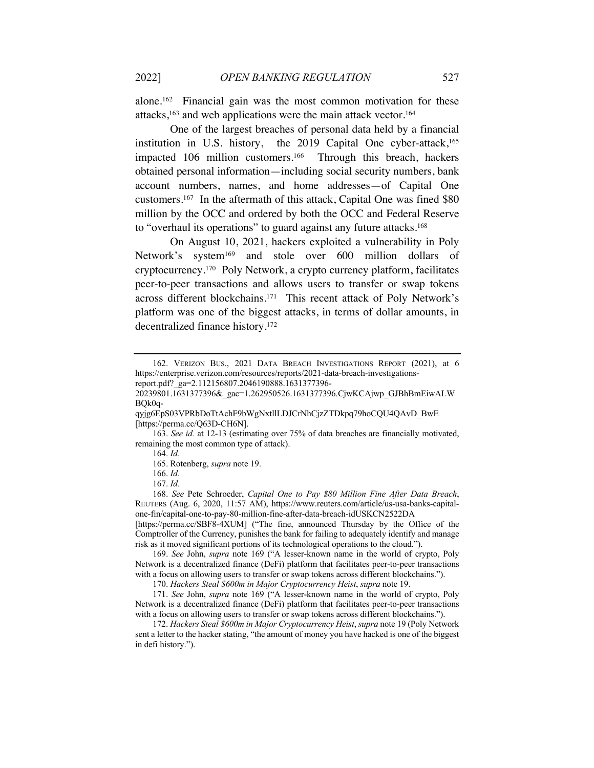alone.[162] Financial gain was the most common motivation for these attacks,[163] and web applications were the main attack vector.[164]

One of the largest breaches of personal data held by a financial institution in U.S. history, the 2019 Capital One cyber-attack,[165] impacted 106 million customers.[166] Through this breach, hackers obtained personal information—including social security numbers, bank account numbers, names, and home addresses—of Capital One customers.[167] In the aftermath of this attack, Capital One was fined $80 million by the OCC and ordered by both the OCC and Federal Reserve to "overhaul its operations" to guard against any future attacks.[168]

On August 10, 2021, hackers exploited a vulnerability in Poly Network's system[169] and stole over 600 million dollars of cryptocurrency.[170] Poly Network, a crypto currency platform, facilitates peer-to-peer transactions and allows users to transfer or swap tokens across different blockchains.[171] This recent attack of Poly Network's platform was one of the biggest attacks, in terms of dollar amounts, in decentralized finance history.[172]

---

162. VERIZON BUS., 2021 DATA BREACH INVESTIGATIONS REPORT (2021), at 6 https://enterprise.verizon.com/resources/reports/2021-data-breach-investigations-report.pdf?_ga=2.112156807.2046190888.1631377396-20239801.1631377396&_gac=1.262950526.1631377396.CjwKCAjwp_GJBhBmEiwALWBQk0q-qyjg6EpS03VPRbDoTtAchF9bWgNxtllLDJCrNhCjzZTDkpq79hoCQU4QAvD_BwE [https://perma.cc/Q63D-CH6N].

163. *See id.* at 12-13 (estimating over 75% of data breaches are financially motivated, remaining the most common type of attack).

164. *Id.*

165. Rotenberg, *supra* note 19.

166. *Id.*

167. *Id.*

168. *See* Pete Schroeder, *Capital One to Pay $80 Million Fine After Data Breach*, REUTERS (Aug. 6, 2020, 11:57 AM), https://www.reuters.com/article/us-usa-banks-capital-one-fin/capital-one-to-pay-80-million-fine-after-data-breach-idUSKCN2522DA [https://perma.cc/SBF8-4XUM] ("The fine, announced Thursday by the Office of the Comptroller of the Currency, punishes the bank for failing to adequately identify and manage risk as it moved significant portions of its technological operations to the cloud.").

169. *See* John, *supra* note 169 ("A lesser-known name in the world of crypto, Poly Network is a decentralized finance (DeFi) platform that facilitates peer-to-peer transactions with a focus on allowing users to transfer or swap tokens across different blockchains.").

170. *Hackers Steal $600m in Major Cryptocurrency Heist*, *supra* note 19.

171. *See* John, *supra* note 169 ("A lesser-known name in the world of crypto, Poly Network is a decentralized finance (DeFi) platform that facilitates peer-to-peer transactions with a focus on allowing users to transfer or swap tokens across different blockchains.").

172. *Hackers Steal $600m in Major Cryptocurrency Heist*, *supra* note 19 (Poly Network sent a letter to the hacker stating, "the amount of money you have hacked is one of the biggest in defi history.").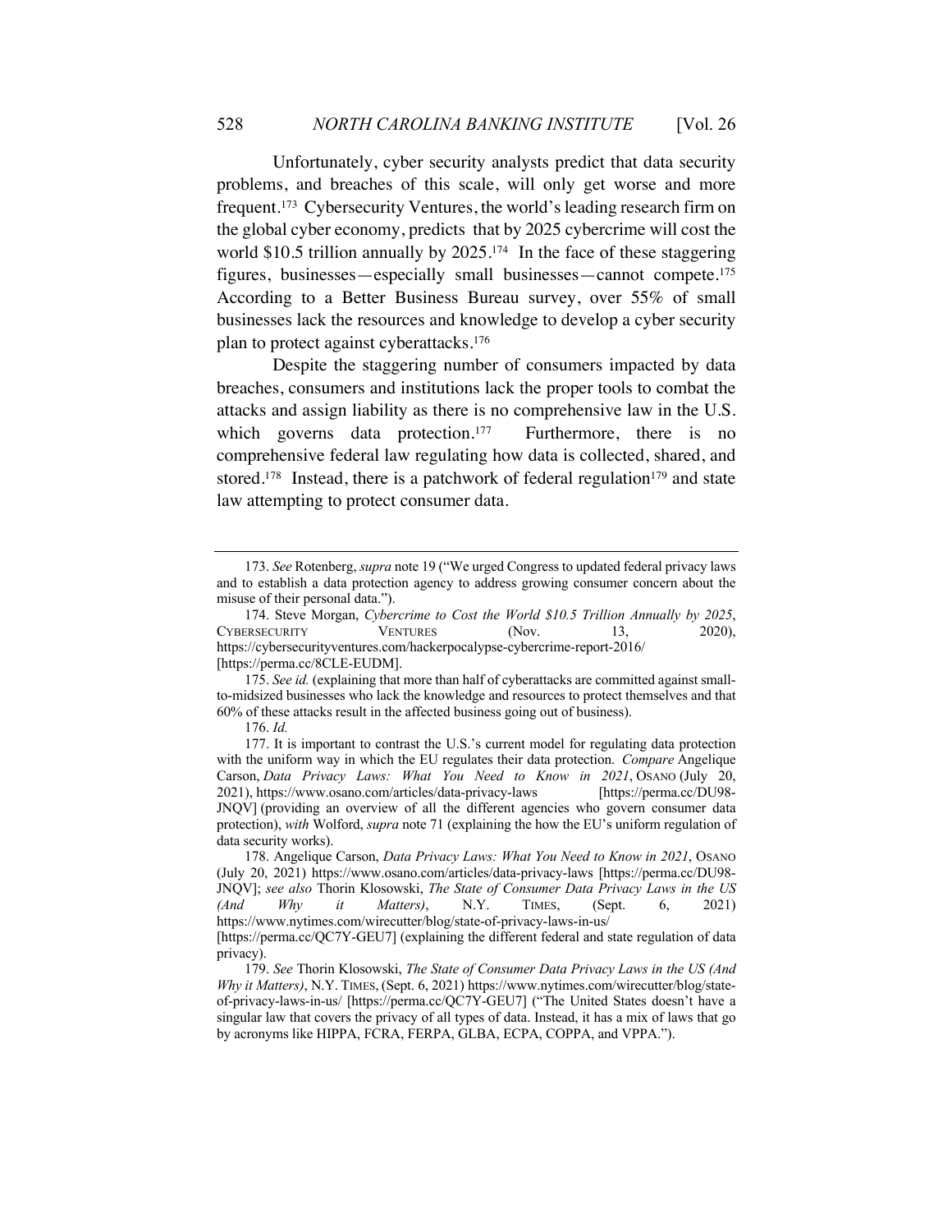Unfortunately, cyber security analysts predict that data security problems, and breaches of this scale, will only get worse and more frequent.[173] Cybersecurity Ventures, the world's leading research firm on the global cyber economy, predicts that by 2025 cybercrime will cost the world $10.5 trillion annually by 2025.[174] In the face of these staggering figures, businesses—especially small businesses—cannot compete.[175] According to a Better Business Bureau survey, over 55% of small businesses lack the resources and knowledge to develop a cyber security plan to protect against cyberattacks.[176]

Despite the staggering number of consumers impacted by data breaches, consumers and institutions lack the proper tools to combat the attacks and assign liability as there is no comprehensive law in the U.S. which governs data protection.[177] Furthermore, there is no comprehensive federal law regulating how data is collected, shared, and stored.[178] Instead, there is a patchwork of federal regulation[179] and state law attempting to protect consumer data.

---

173. *See* Rotenberg, *supra* note 19 ("We urged Congress to updated federal privacy laws and to establish a data protection agency to address growing consumer concern about the misuse of their personal data.").

174. Steve Morgan, *Cybercrime to Cost the World $10.5 Trillion Annually by 2025*, CYBERSECURITY VENTURES (Nov. 13, 2020), https://cybersecurityventures.com/hackerpocalypse-cybercrime-report-2016/ [https://perma.cc/8CLE-EUDM].

175. *See id.* (explaining that more than half of cyberattacks are committed against small-to-midsized businesses who lack the knowledge and resources to protect themselves and that 60% of these attacks result in the affected business going out of business).

176. *Id.*

177. It is important to contrast the U.S.'s current model for regulating data protection with the uniform way in which the EU regulates their data protection. *Compare* Angelique Carson, *Data Privacy Laws: What You Need to Know in 2021*, OSANO (July 20, 2021), https://www.osano.com/articles/data-privacy-laws [https://perma.cc/DU98-JNQV] (providing an overview of all the different agencies who govern consumer data protection), *with* Wolford, *supra* note 71 (explaining the how the EU's uniform regulation of data security works).

178. Angelique Carson, *Data Privacy Laws: What You Need to Know in 2021*, OSANO (July 20, 2021) https://www.osano.com/articles/data-privacy-laws [https://perma.cc/DU98-JNQV]; *see also* Thorin Klosowski, *The State of Consumer Data Privacy Laws in the US (And Why it Matters)*, N.Y. TIMES, (Sept. 6, 2021) https://www.nytimes.com/wirecutter/blog/state-of-privacy-laws-in-us/ [https://perma.cc/QC7Y-GEU7] (explaining the different federal and state regulation of data privacy).

179. *See* Thorin Klosowski, *The State of Consumer Data Privacy Laws in the US (And Why it Matters)*, N.Y. TIMES, (Sept. 6, 2021) https://www.nytimes.com/wirecutter/blog/state-of-privacy-laws-in-us/ [https://perma.cc/QC7Y-GEU7] ("The United States doesn't have a singular law that covers the privacy of all types of data. Instead, it has a mix of laws that go by acronyms like HIPPA, FCRA, FERPA, GLBA, ECPA, COPPA, and VPPA.").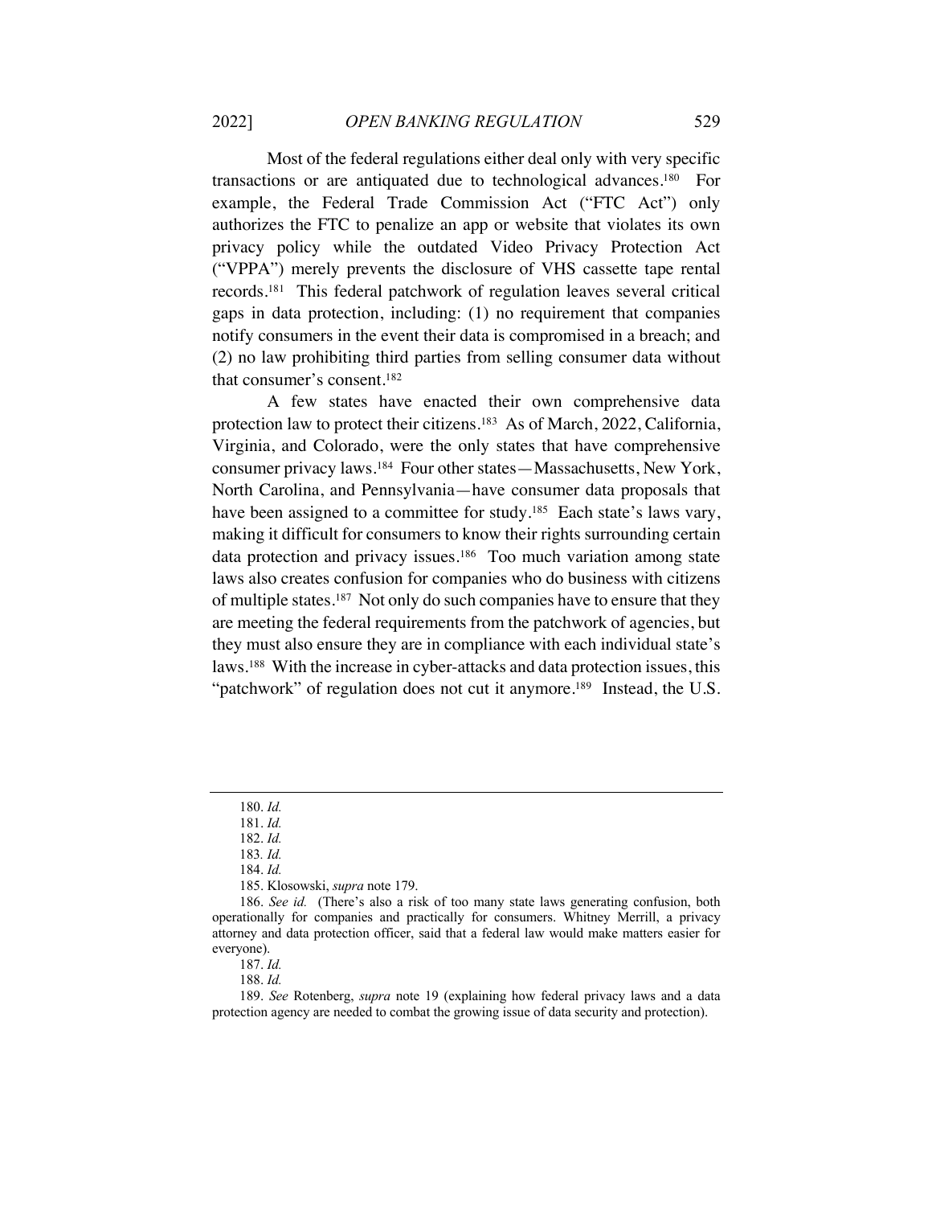Most of the federal regulations either deal only with very specific transactions or are antiquated due to technological advances.[180] For example, the Federal Trade Commission Act ("FTC Act") only authorizes the FTC to penalize an app or website that violates its own privacy policy while the outdated Video Privacy Protection Act ("VPPA") merely prevents the disclosure of VHS cassette tape rental records.[181] This federal patchwork of regulation leaves several critical gaps in data protection, including: (1) no requirement that companies notify consumers in the event their data is compromised in a breach; and (2) no law prohibiting third parties from selling consumer data without that consumer's consent.[182]

A few states have enacted their own comprehensive data protection law to protect their citizens.[183] As of March, 2022, California, Virginia, and Colorado, were the only states that have comprehensive consumer privacy laws.[184] Four other states—Massachusetts, New York, North Carolina, and Pennsylvania—have consumer data proposals that have been assigned to a committee for study.[185] Each state's laws vary, making it difficult for consumers to know their rights surrounding certain data protection and privacy issues.[186] Too much variation among state laws also creates confusion for companies who do business with citizens of multiple states.[187] Not only do such companies have to ensure that they are meeting the federal requirements from the patchwork of agencies, but they must also ensure they are in compliance with each individual state's laws.[188] With the increase in cyber-attacks and data protection issues, this "patchwork" of regulation does not cut it anymore.[189] Instead, the U.S.

---

180. *Id.*

181. *Id.*

182. *Id.*

183. *Id.*

184. *Id.*

185. Klosowski, *supra* note 179.

186. *See id.* (There's also a risk of too many state laws generating confusion, both operationally for companies and practically for consumers. Whitney Merrill, a privacy attorney and data protection officer, said that a federal law would make matters easier for everyone).

187. *Id.*

188. *Id.*

189. *See* Rotenberg, *supra* note 19 (explaining how federal privacy laws and a data protection agency are needed to combat the growing issue of data security and protection).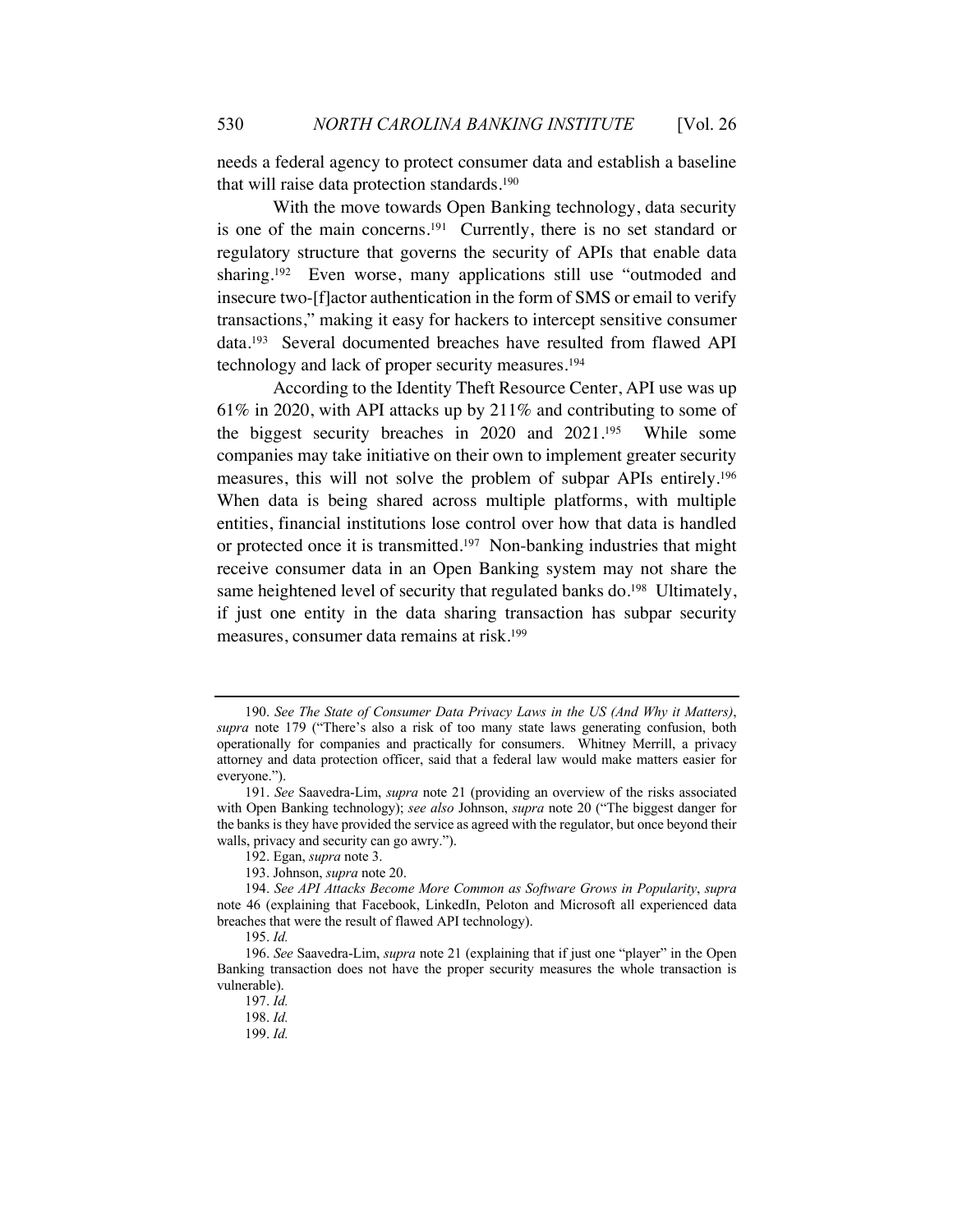needs a federal agency to protect consumer data and establish a baseline that will raise data protection standards.[190]

With the move towards Open Banking technology, data security is one of the main concerns.[191] Currently, there is no set standard or regulatory structure that governs the security of APIs that enable data sharing.[192] Even worse, many applications still use "outmoded and insecure two-[f]actor authentication in the form of SMS or email to verify transactions," making it easy for hackers to intercept sensitive consumer data.[193] Several documented breaches have resulted from flawed API technology and lack of proper security measures.[194]

According to the Identity Theft Resource Center, API use was up 61% in 2020, with API attacks up by 211% and contributing to some of the biggest security breaches in 2020 and 2021.[195] While some companies may take initiative on their own to implement greater security measures, this will not solve the problem of subpar APIs entirely.[196] When data is being shared across multiple platforms, with multiple entities, financial institutions lose control over how that data is handled or protected once it is transmitted.[197] Non-banking industries that might receive consumer data in an Open Banking system may not share the same heightened level of security that regulated banks do.[198] Ultimately, if just one entity in the data sharing transaction has subpar security measures, consumer data remains at risk.[199]

---

190. *See The State of Consumer Data Privacy Laws in the US (And Why it Matters)*, *supra* note 179 ("There's also a risk of too many state laws generating confusion, both operationally for companies and practically for consumers. Whitney Merrill, a privacy attorney and data protection officer, said that a federal law would make matters easier for everyone.").

191. *See* Saavedra-Lim, *supra* note 21 (providing an overview of the risks associated with Open Banking technology); *see also* Johnson, *supra* note 20 ("The biggest danger for the banks is they have provided the service as agreed with the regulator, but once beyond their walls, privacy and security can go awry.").

192. Egan, *supra* note 3.

193. Johnson, *supra* note 20.

194. *See API Attacks Become More Common as Software Grows in Popularity*, *supra* note 46 (explaining that Facebook, LinkedIn, Peloton and Microsoft all experienced data breaches that were the result of flawed API technology).

195. *Id.*

196. *See* Saavedra-Lim, *supra* note 21 (explaining that if just one "player" in the Open Banking transaction does not have the proper security measures the whole transaction is vulnerable).

197. *Id.*

198. *Id.*

199. *Id.*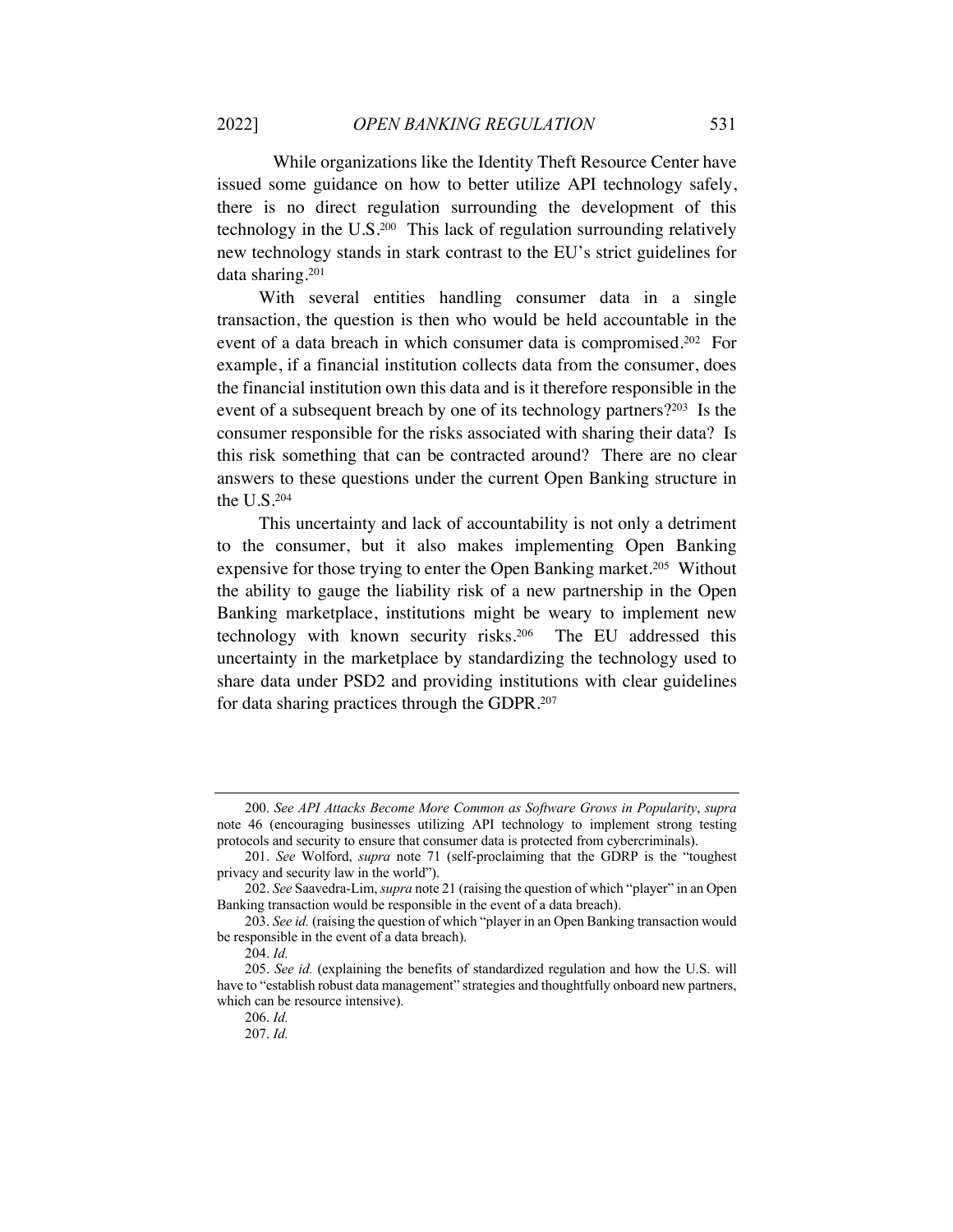While organizations like the Identity Theft Resource Center have issued some guidance on how to better utilize API technology safely, there is no direct regulation surrounding the development of this technology in the U.S.[200] This lack of regulation surrounding relatively new technology stands in stark contrast to the EU's strict guidelines for data sharing.[201]

With several entities handling consumer data in a single transaction, the question is then who would be held accountable in the event of a data breach in which consumer data is compromised.[202] For example, if a financial institution collects data from the consumer, does the financial institution own this data and is it therefore responsible in the event of a subsequent breach by one of its technology partners?[203] Is the consumer responsible for the risks associated with sharing their data? Is this risk something that can be contracted around? There are no clear answers to these questions under the current Open Banking structure in the U.S.[204]

This uncertainty and lack of accountability is not only a detriment to the consumer, but it also makes implementing Open Banking expensive for those trying to enter the Open Banking market.[205] Without the ability to gauge the liability risk of a new partnership in the Open Banking marketplace, institutions might be weary to implement new technology with known security risks.[206] The EU addressed this uncertainty in the marketplace by standardizing the technology used to share data under PSD2 and providing institutions with clear guidelines for data sharing practices through the GDPR.[207]

---

200. *See API Attacks Become More Common as Software Grows in Popularity*, *supra* note 46 (encouraging businesses utilizing API technology to implement strong testing protocols and security to ensure that consumer data is protected from cybercriminals).

201. *See* Wolford, *supra* note 71 (self-proclaiming that the GDRP is the "toughest privacy and security law in the world").

202. *See* Saavedra-Lim, *supra* note 21 (raising the question of which "player" in an Open Banking transaction would be responsible in the event of a data breach).

203. *See id.* (raising the question of which "player in an Open Banking transaction would be responsible in the event of a data breach).

204. *Id.*

205. *See id.* (explaining the benefits of standardized regulation and how the U.S. will have to "establish robust data management" strategies and thoughtfully onboard new partners, which can be resource intensive).

206. *Id.*

207. *Id.*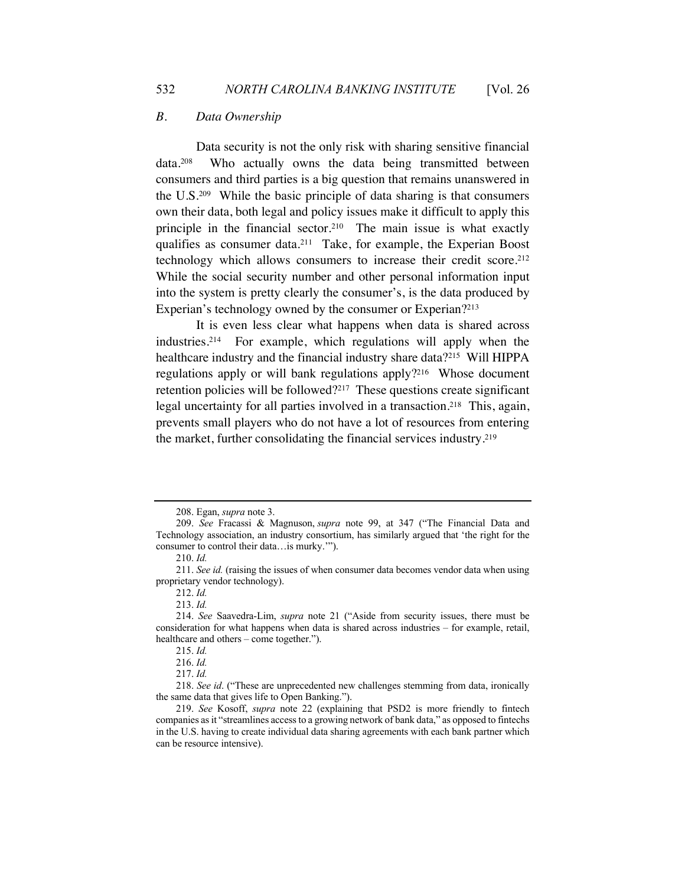### *B. Data Ownership*

Data security is not the only risk with sharing sensitive financial data.[208] Who actually owns the data being transmitted between consumers and third parties is a big question that remains unanswered in the U.S.[209] While the basic principle of data sharing is that consumers own their data, both legal and policy issues make it difficult to apply this principle in the financial sector.[210] The main issue is what exactly qualifies as consumer data.[211] Take, for example, the Experian Boost technology which allows consumers to increase their credit score.[212] While the social security number and other personal information input into the system is pretty clearly the consumer's, is the data produced by Experian's technology owned by the consumer or Experian?[213]

It is even less clear what happens when data is shared across industries.[214] For example, which regulations will apply when the healthcare industry and the financial industry share data?[215] Will HIPPA regulations apply or will bank regulations apply?[216] Whose document retention policies will be followed?[217] These questions create significant legal uncertainty for all parties involved in a transaction.[218] This, again, prevents small players who do not have a lot of resources from entering the market, further consolidating the financial services industry.[219]

---

208. Egan, *supra* note 3.

209. *See* Fracassi & Magnuson, *supra* note 99, at 347 ("The Financial Data and Technology association, an industry consortium, has similarly argued that 'the right for the consumer to control their data…is murky.'").

210. *Id.*

211. *See id.* (raising the issues of when consumer data becomes vendor data when using proprietary vendor technology).

212. *Id.*

213. *Id.*

214. *See* Saavedra-Lim, *supra* note 21 ("Aside from security issues, there must be consideration for what happens when data is shared across industries – for example, retail, healthcare and others – come together.").

215. *Id.*

216. *Id.*

217. *Id.*

218. *See id*. ("These are unprecedented new challenges stemming from data, ironically the same data that gives life to Open Banking.").

219. *See* Kosoff, *supra* note 22 (explaining that PSD2 is more friendly to fintech companies as it "streamlines access to a growing network of bank data," as opposed to fintechs in the U.S. having to create individual data sharing agreements with each bank partner which can be resource intensive).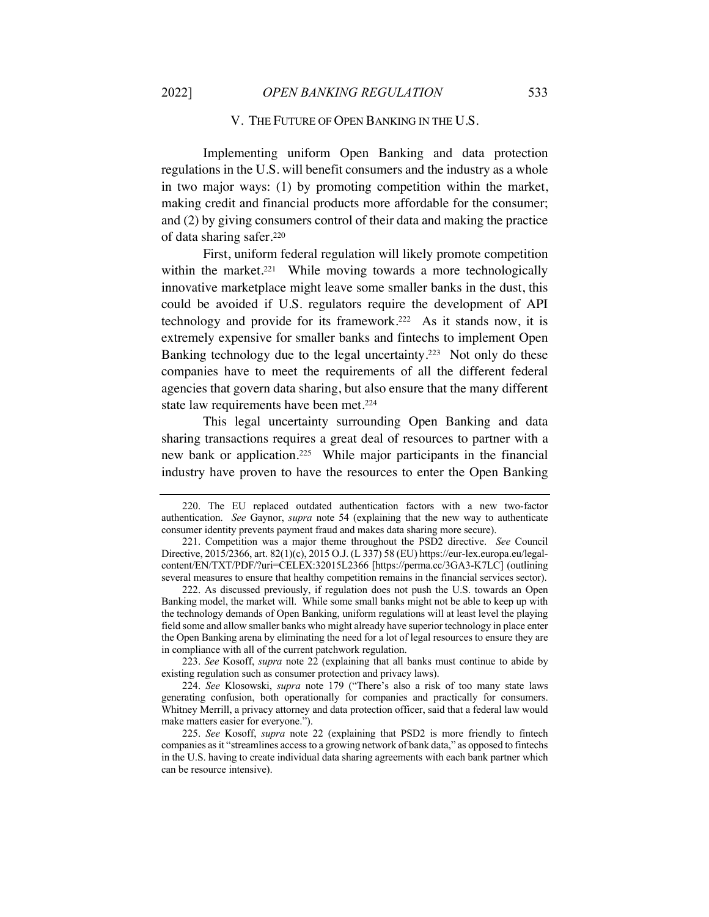## V. THE FUTURE OF OPEN BANKING IN THE U.S.

Implementing uniform Open Banking and data protection regulations in the U.S. will benefit consumers and the industry as a whole in two major ways: (1) by promoting competition within the market, making credit and financial products more affordable for the consumer; and (2) by giving consumers control of their data and making the practice of data sharing safer.[220]

First, uniform federal regulation will likely promote competition within the market.[221] While moving towards a more technologically innovative marketplace might leave some smaller banks in the dust, this could be avoided if U.S. regulators require the development of API technology and provide for its framework.[222] As it stands now, it is extremely expensive for smaller banks and fintechs to implement Open Banking technology due to the legal uncertainty.[223] Not only do these companies have to meet the requirements of all the different federal agencies that govern data sharing, but also ensure that the many different state law requirements have been met.[224]

This legal uncertainty surrounding Open Banking and data sharing transactions requires a great deal of resources to partner with a new bank or application.[225] While major participants in the financial industry have proven to have the resources to enter the Open Banking

---

220. The EU replaced outdated authentication factors with a new two-factor authentication. *See* Gaynor, *supra* note 54 (explaining that the new way to authenticate consumer identity prevents payment fraud and makes data sharing more secure).

221. Competition was a major theme throughout the PSD2 directive. *See* Council Directive, 2015/2366, art. 82(1)(c), 2015 O.J. (L 337) 58 (EU) https://eur-lex.europa.eu/legal-content/EN/TXT/PDF/?uri=CELEX:32015L2366 [https://perma.cc/3GA3-K7LC] (outlining several measures to ensure that healthy competition remains in the financial services sector).

222. As discussed previously, if regulation does not push the U.S. towards an Open Banking model, the market will. While some small banks might not be able to keep up with the technology demands of Open Banking, uniform regulations will at least level the playing field some and allow smaller banks who might already have superior technology in place enter the Open Banking arena by eliminating the need for a lot of legal resources to ensure they are in compliance with all of the current patchwork regulation.

223. *See* Kosoff, *supra* note 22 (explaining that all banks must continue to abide by existing regulation such as consumer protection and privacy laws).

224. *See* Klosowski, *supra* note 179 ("There's also a risk of too many state laws generating confusion, both operationally for companies and practically for consumers. Whitney Merrill, a privacy attorney and data protection officer, said that a federal law would make matters easier for everyone.").

225. *See* Kosoff, *supra* note 22 (explaining that PSD2 is more friendly to fintech companies as it "streamlines access to a growing network of bank data," as opposed to fintechs in the U.S. having to create individual data sharing agreements with each bank partner which can be resource intensive).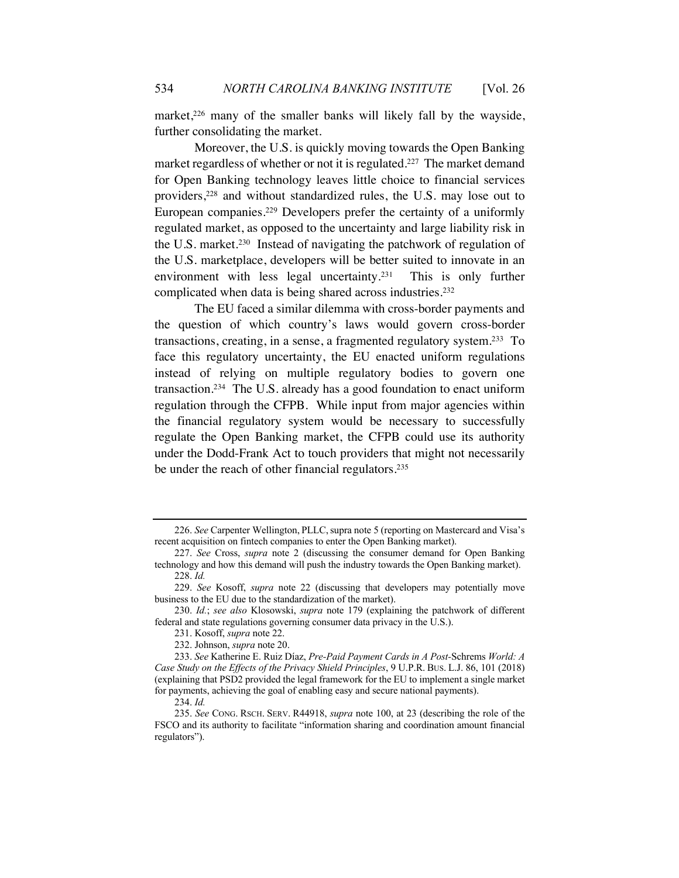market,[226] many of the smaller banks will likely fall by the wayside, further consolidating the market.

Moreover, the U.S. is quickly moving towards the Open Banking market regardless of whether or not it is regulated.[227] The market demand for Open Banking technology leaves little choice to financial services providers,[228] and without standardized rules, the U.S. may lose out to European companies.[229] Developers prefer the certainty of a uniformly regulated market, as opposed to the uncertainty and large liability risk in the U.S. market.[230] Instead of navigating the patchwork of regulation of the U.S. marketplace, developers will be better suited to innovate in an environment with less legal uncertainty.[231] This is only further complicated when data is being shared across industries.[232]

The EU faced a similar dilemma with cross-border payments and the question of which country's laws would govern cross-border transactions, creating, in a sense, a fragmented regulatory system.[233] To face this regulatory uncertainty, the EU enacted uniform regulations instead of relying on multiple regulatory bodies to govern one transaction.[234] The U.S. already has a good foundation to enact uniform regulation through the CFPB. While input from major agencies within the financial regulatory system would be necessary to successfully regulate the Open Banking market, the CFPB could use its authority under the Dodd-Frank Act to touch providers that might not necessarily be under the reach of other financial regulators.[235]

---

226. *See* Carpenter Wellington, PLLC, supra note 5 (reporting on Mastercard and Visa's recent acquisition on fintech companies to enter the Open Banking market).

227. *See* Cross, *supra* note 2 (discussing the consumer demand for Open Banking technology and how this demand will push the industry towards the Open Banking market).

228. *Id.*

229. *See* Kosoff, *supra* note 22 (discussing that developers may potentially move business to the EU due to the standardization of the market).

230. *Id.*; *see also* Klosowski, *supra* note 179 (explaining the patchwork of different federal and state regulations governing consumer data privacy in the U.S.).

231. Kosoff, *supra* note 22.

232. Johnson, *supra* note 20.

233. *See* Katherine E. Ruiz Díaz, *Pre-Paid Payment Cards in A Post-*Schrems *World: A Case Study on the Effects of the Privacy Shield Principles*, 9 U.P.R. BUS. L.J. 86, 101 (2018) (explaining that PSD2 provided the legal framework for the EU to implement a single market for payments, achieving the goal of enabling easy and secure national payments).

234. *Id.*

235. *See* CONG. RSCH. SERV. R44918, *supra* note 100, at 23 (describing the role of the FSCO and its authority to facilitate "information sharing and coordination amount financial regulators").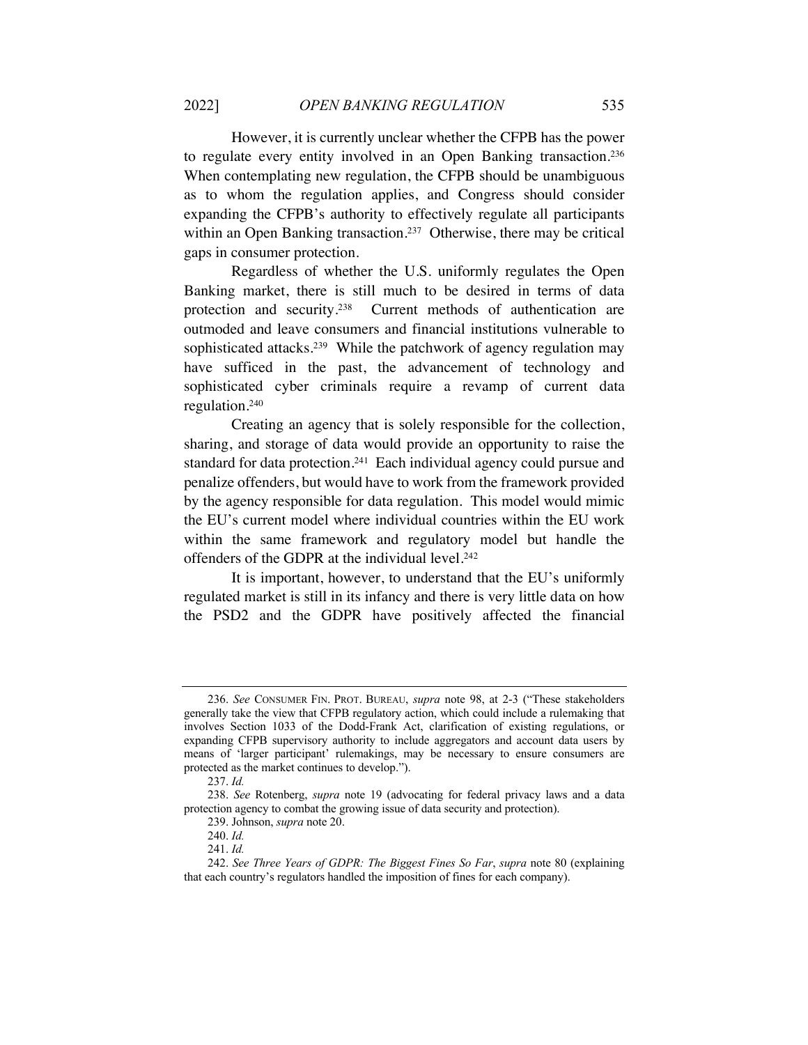However, it is currently unclear whether the CFPB has the power to regulate every entity involved in an Open Banking transaction.[236] When contemplating new regulation, the CFPB should be unambiguous as to whom the regulation applies, and Congress should consider expanding the CFPB's authority to effectively regulate all participants within an Open Banking transaction.[237] Otherwise, there may be critical gaps in consumer protection.

Regardless of whether the U.S. uniformly regulates the Open Banking market, there is still much to be desired in terms of data protection and security.[238] Current methods of authentication are outmoded and leave consumers and financial institutions vulnerable to sophisticated attacks.[239] While the patchwork of agency regulation may have sufficed in the past, the advancement of technology and sophisticated cyber criminals require a revamp of current data regulation.[240]

Creating an agency that is solely responsible for the collection, sharing, and storage of data would provide an opportunity to raise the standard for data protection.[241] Each individual agency could pursue and penalize offenders, but would have to work from the framework provided by the agency responsible for data regulation. This model would mimic the EU's current model where individual countries within the EU work within the same framework and regulatory model but handle the offenders of the GDPR at the individual level.[242]

It is important, however, to understand that the EU's uniformly regulated market is still in its infancy and there is very little data on how the PSD2 and the GDPR have positively affected the financial

---

236. *See* CONSUMER FIN. PROT. BUREAU, *supra* note 98, at 2-3 ("These stakeholders generally take the view that CFPB regulatory action, which could include a rulemaking that involves Section 1033 of the Dodd-Frank Act, clarification of existing regulations, or expanding CFPB supervisory authority to include aggregators and account data users by means of 'larger participant' rulemakings, may be necessary to ensure consumers are protected as the market continues to develop.").

237. *Id.*

238. *See* Rotenberg, *supra* note 19 (advocating for federal privacy laws and a data protection agency to combat the growing issue of data security and protection).

239. Johnson, *supra* note 20.

240. *Id.*

241. *Id.*

242. *See Three Years of GDPR: The Biggest Fines So Far*, *supra* note 80 (explaining that each country's regulators handled the imposition of fines for each company).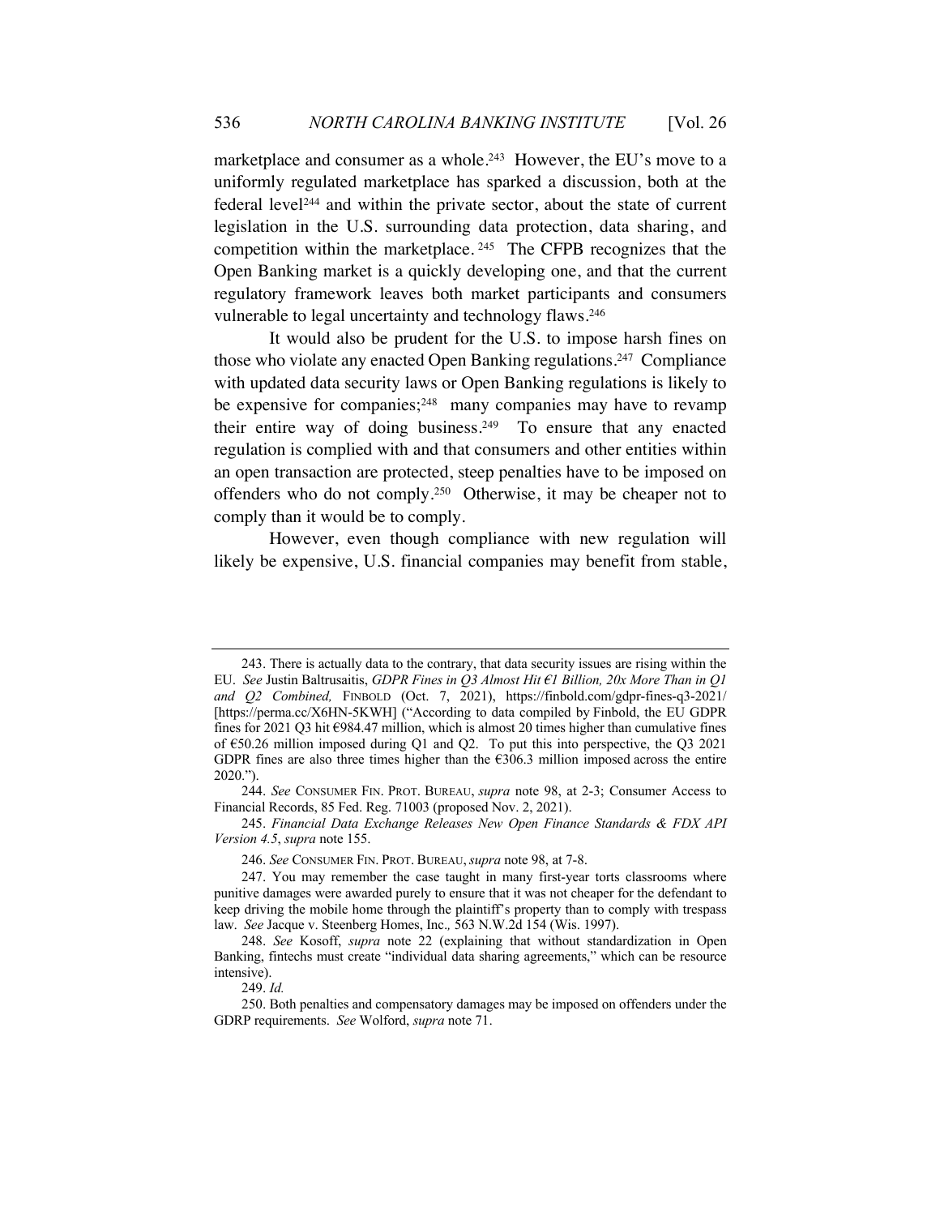marketplace and consumer as a whole.[243] However, the EU's move to a uniformly regulated marketplace has sparked a discussion, both at the federal level[244] and within the private sector, about the state of current legislation in the U.S. surrounding data protection, data sharing, and competition within the marketplace.[245] The CFPB recognizes that the Open Banking market is a quickly developing one, and that the current regulatory framework leaves both market participants and consumers vulnerable to legal uncertainty and technology flaws.[246]

It would also be prudent for the U.S. to impose harsh fines on those who violate any enacted Open Banking regulations.[247] Compliance with updated data security laws or Open Banking regulations is likely to be expensive for companies;[248] many companies may have to revamp their entire way of doing business.[249] To ensure that any enacted regulation is complied with and that consumers and other entities within an open transaction are protected, steep penalties have to be imposed on offenders who do not comply.[250] Otherwise, it may be cheaper not to comply than it would be to comply.

However, even though compliance with new regulation will likely be expensive, U.S. financial companies may benefit from stable,

---

243. There is actually data to the contrary, that data security issues are rising within the EU. *See* Justin Baltrusaitis, *GDPR Fines in Q3 Almost Hit €1 Billion, 20x More Than in Q1 and Q2 Combined,* FINBOLD (Oct. 7, 2021), https://finbold.com/gdpr-fines-q3-2021/ [https://perma.cc/X6HN-5KWH] ("According to data compiled by Finbold, the EU GDPR fines for 2021 Q3 hit €984.47 million, which is almost 20 times higher than cumulative fines of €50.26 million imposed during Q1 and Q2. To put this into perspective, the Q3 2021 GDPR fines are also three times higher than the €306.3 million imposed across the entire 2020.").

244. *See* CONSUMER FIN. PROT. BUREAU, *supra* note 98, at 2-3; Consumer Access to Financial Records, 85 Fed. Reg. 71003 (proposed Nov. 2, 2021).

245. *Financial Data Exchange Releases New Open Finance Standards & FDX API Version 4.5*, *supra* note 155.

246. *See* CONSUMER FIN. PROT. BUREAU, *supra* note 98, at 7-8.

247. You may remember the case taught in many first-year torts classrooms where punitive damages were awarded purely to ensure that it was not cheaper for the defendant to keep driving the mobile home through the plaintiff's property than to comply with trespass law. *See* Jacque v. Steenberg Homes, Inc., 563 N.W.2d 154 (Wis. 1997).

248. *See* Kosoff, *supra* note 22 (explaining that without standardization in Open Banking, fintechs must create "individual data sharing agreements," which can be resource intensive).

249. *Id.*

250. Both penalties and compensatory damages may be imposed on offenders under the GDRP requirements. *See* Wolford, *supra* note 71.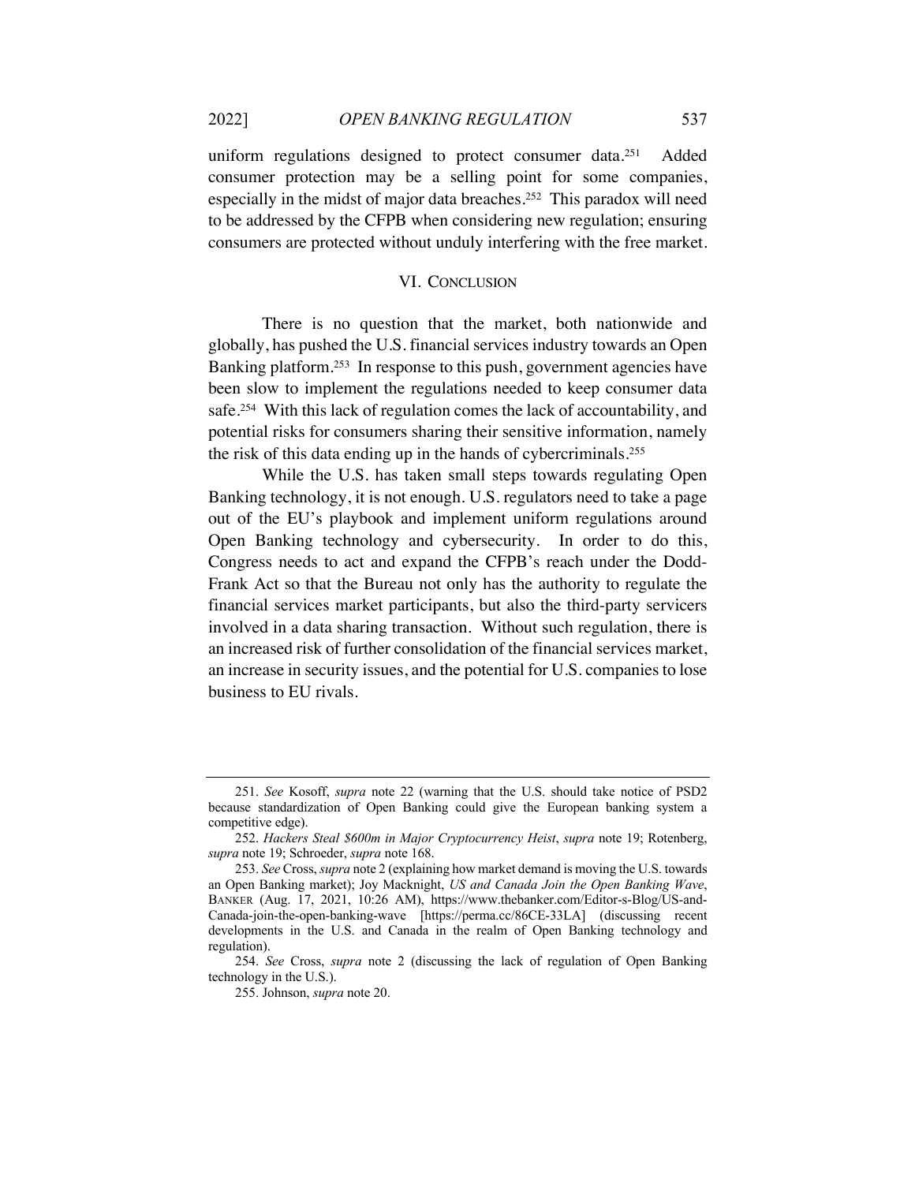uniform regulations designed to protect consumer data.[251] Added consumer protection may be a selling point for some companies, especially in the midst of major data breaches.[252] This paradox will need to be addressed by the CFPB when considering new regulation; ensuring consumers are protected without unduly interfering with the free market.

## VI. CONCLUSION

There is no question that the market, both nationwide and globally, has pushed the U.S. financial services industry towards an Open Banking platform.[253] In response to this push, government agencies have been slow to implement the regulations needed to keep consumer data safe.[254] With this lack of regulation comes the lack of accountability, and potential risks for consumers sharing their sensitive information, namely the risk of this data ending up in the hands of cybercriminals.[255]

While the U.S. has taken small steps towards regulating Open Banking technology, it is not enough. U.S. regulators need to take a page out of the EU's playbook and implement uniform regulations around Open Banking technology and cybersecurity. In order to do this, Congress needs to act and expand the CFPB's reach under the Dodd-Frank Act so that the Bureau not only has the authority to regulate the financial services market participants, but also the third-party servicers involved in a data sharing transaction. Without such regulation, there is an increased risk of further consolidation of the financial services market, an increase in security issues, and the potential for U.S. companies to lose business to EU rivals.

---

251. *See* Kosoff, *supra* note 22 (warning that the U.S. should take notice of PSD2 because standardization of Open Banking could give the European banking system a competitive edge).

252. *Hackers Steal $600m in Major Cryptocurrency Heist*, *supra* note 19; Rotenberg, *supra* note 19; Schroeder, *supra* note 168.

253. *See* Cross, *supra* note 2 (explaining how market demand is moving the U.S. towards an Open Banking market); Joy Macknight, *US and Canada Join the Open Banking Wave*, BANKER (Aug. 17, 2021, 10:26 AM), https://www.thebanker.com/Editor-s-Blog/US-and-Canada-join-the-open-banking-wave [https://perma.cc/86CE-33LA] (discussing recent developments in the U.S. and Canada in the realm of Open Banking technology and regulation).

254. *See* Cross, *supra* note 2 (discussing the lack of regulation of Open Banking technology in the U.S.).

255. Johnson, *supra* note 20.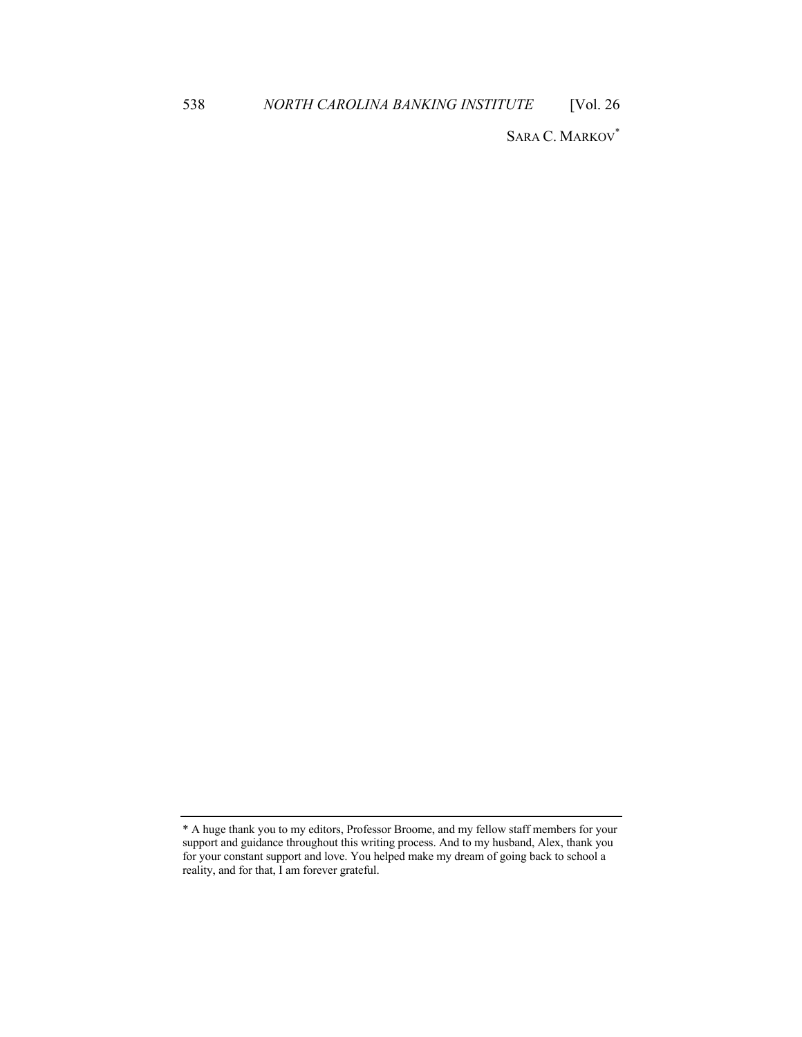SARA C. MARKOV[*]

* A huge thank you to my editors, Professor Broome, and my fellow staff members for your support and guidance throughout this writing process. And to my husband, Alex, thank you for your constant support and love. You helped make my dream of going back to school a reality, and for that, I am forever grateful.